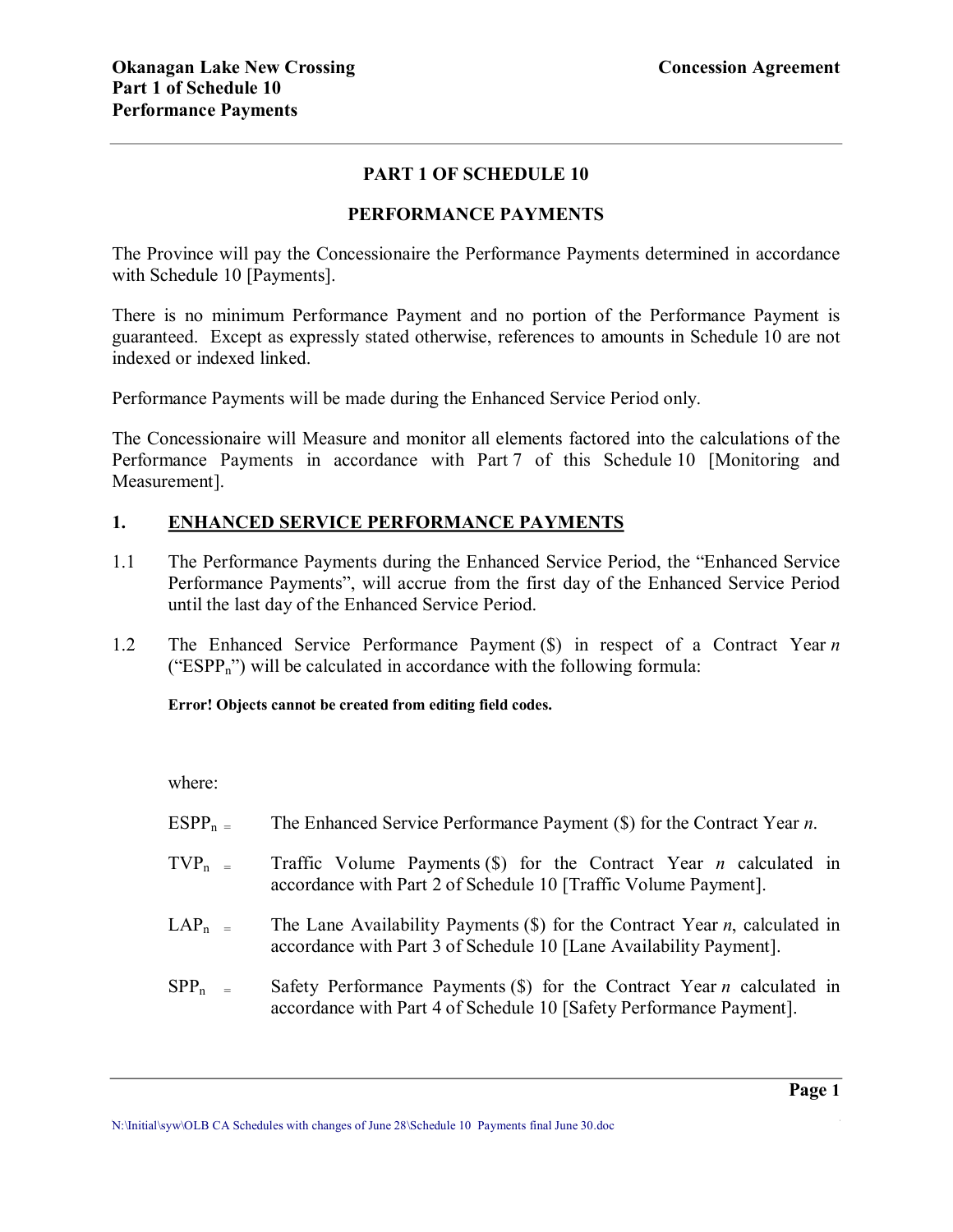## PART 1 OF SCHEDULE 10

## PERFORMANCE PAYMENTS

The Province will pay the Concessionaire the Performance Payments determined in accordance with Schedule 10 [Payments].

There is no minimum Performance Payment and no portion of the Performance Payment is guaranteed. Except as expressly stated otherwise, references to amounts in Schedule 10 are not indexed or indexed linked.

Performance Payments will be made during the Enhanced Service Period only.

The Concessionaire will Measure and monitor all elements factored into the calculations of the Performance Payments in accordance with Part 7 of this Schedule 10 [Monitoring and Measurement].

### 1. ENHANCED SERVICE PERFORMANCE PAYMENTS

1.1 The Performance Payments during the Enhanced Service Period, the "Enhanced Service Performance Payments", will accrue from the first day of the Enhanced Service Period until the last day of the Enhanced Service Period.

1.2 The Enhanced Service Performance Payment ($) in respect of a Contract Year *n* ("$ESPP_n$") will be calculated in accordance with the following formula:

**Error! Objects cannot be created from editing field codes.**

where:

$ESPP_n$ = The Enhanced Service Performance Payment ($) for the Contract Year *n*.

$TVP_n$ = Traffic Volume Payments ($) for the Contract Year *n* calculated in accordance with Part 2 of Schedule 10 [Traffic Volume Payment].

$LAP_n$ = The Lane Availability Payments ($) for the Contract Year *n*, calculated in accordance with Part 3 of Schedule 10 [Lane Availability Payment].

$SPP_n$ = Safety Performance Payments ($) for the Contract Year *n* calculated in accordance with Part 4 of Schedule 10 [Safety Performance Payment].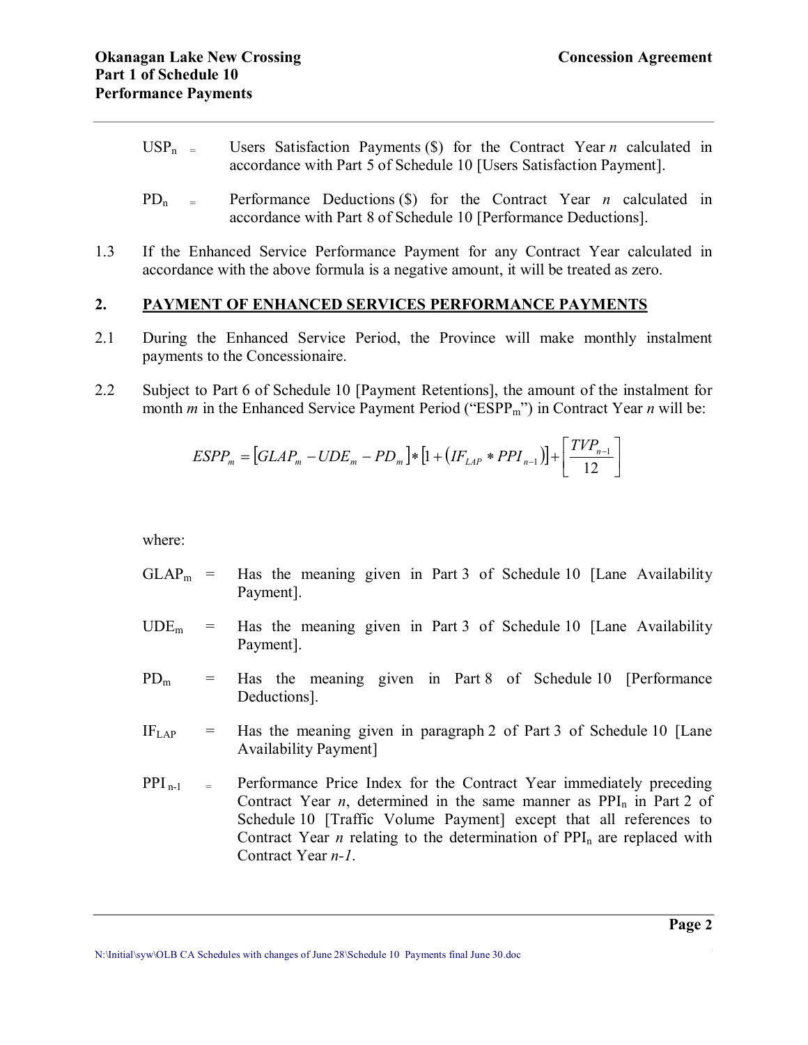$USP_n$ = Users Satisfaction Payments ($) for the Contract Year *n* calculated in accordance with Part 5 of Schedule 10 [Users Satisfaction Payment].

$PD_n$ = Performance Deductions ($) for the Contract Year *n* calculated in accordance with Part 8 of Schedule 10 [Performance Deductions].

1.3 If the Enhanced Service Performance Payment for any Contract Year calculated in accordance with the above formula is a negative amount, it will be treated as zero.

## 2. PAYMENT OF ENHANCED SERVICES PERFORMANCE PAYMENTS

2.1 During the Enhanced Service Period, the Province will make monthly instalment payments to the Concessionaire.

2.2 Subject to Part 6 of Schedule 10 [Payment Retentions], the amount of the instalment for month *m* in the Enhanced Service Payment Period ("$ESPP_m$") in Contract Year *n* will be:

$$ESPP_m = [GLAP_m - UDE_m - PD_m] * [1 + (IF_{LAP} * PPI_{n-1})] + \left[\frac{TVP_{n-1}}{12}\right]$$

where:

$GLAP_m$ = Has the meaning given in Part 3 of Schedule 10 [Lane Availability Payment].

$UDE_m$ = Has the meaning given in Part 3 of Schedule 10 [Lane Availability Payment].

$PD_m$ = Has the meaning given in Part 8 of Schedule 10 [Performance Deductions].

$IF_{LAP}$ = Has the meaning given in paragraph 2 of Part 3 of Schedule 10 [Lane Availability Payment]

$PPI_{n-1}$ = Performance Price Index for the Contract Year immediately preceding Contract Year *n*, determined in the same manner as $PPI_n$ in Part 2 of Schedule 10 [Traffic Volume Payment] except that all references to Contract Year *n* relating to the determination of $PPI_n$ are replaced with Contract Year *n-1*.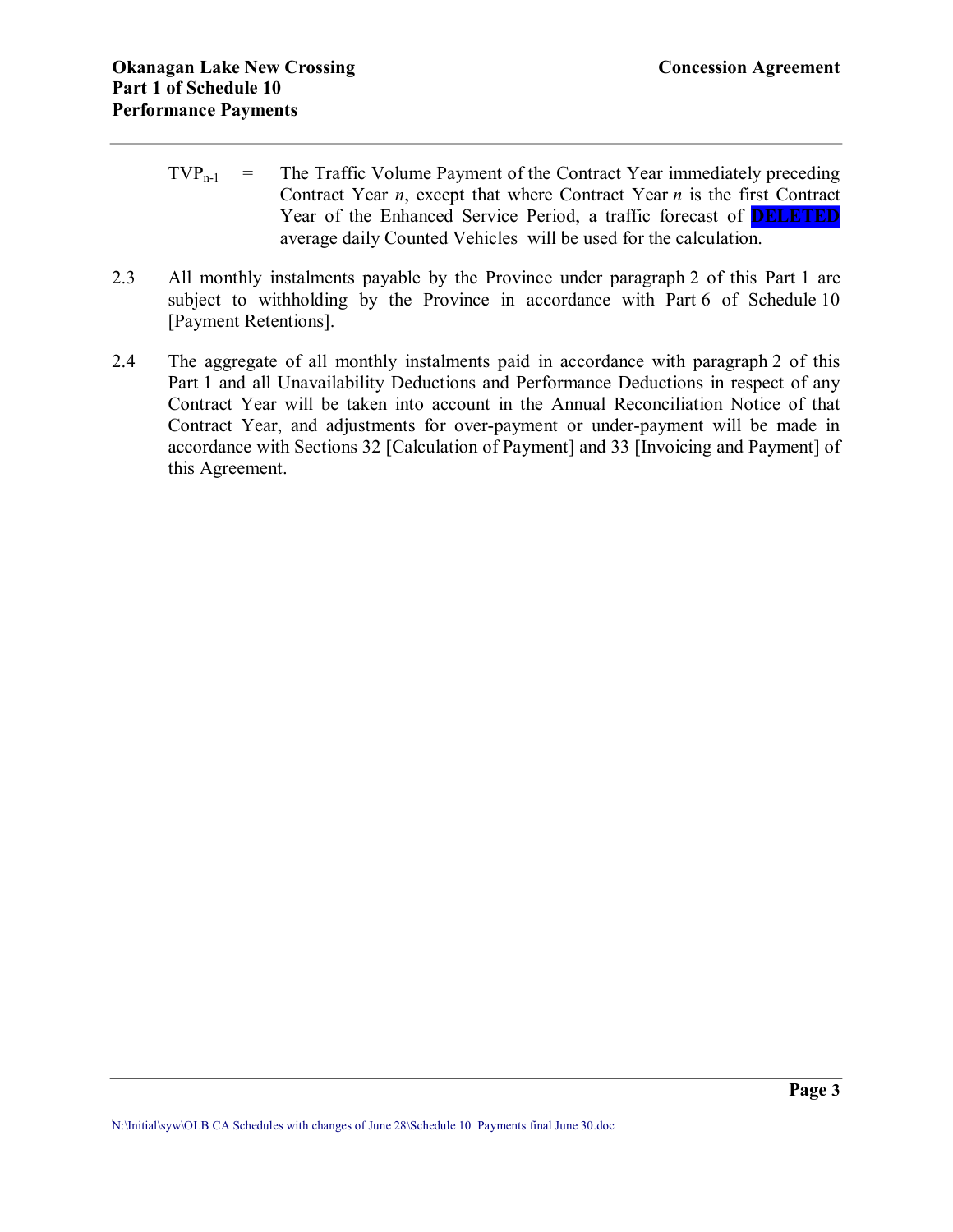$TVP_{n-1}$ = The Traffic Volume Payment of the Contract Year immediately preceding Contract Year *n*, except that where Contract Year *n* is the first Contract Year of the Enhanced Service Period, a traffic forecast of **DELETED** average daily Counted Vehicles will be used for the calculation.

2.3 All monthly instalments payable by the Province under paragraph 2 of this Part 1 are subject to withholding by the Province in accordance with Part 6 of Schedule 10 [Payment Retentions].

2.4 The aggregate of all monthly instalments paid in accordance with paragraph 2 of this Part 1 and all Unavailability Deductions and Performance Deductions in respect of any Contract Year will be taken into account in the Annual Reconciliation Notice of that Contract Year, and adjustments for over-payment or under-payment will be made in accordance with Sections 32 [Calculation of Payment] and 33 [Invoicing and Payment] of this Agreement.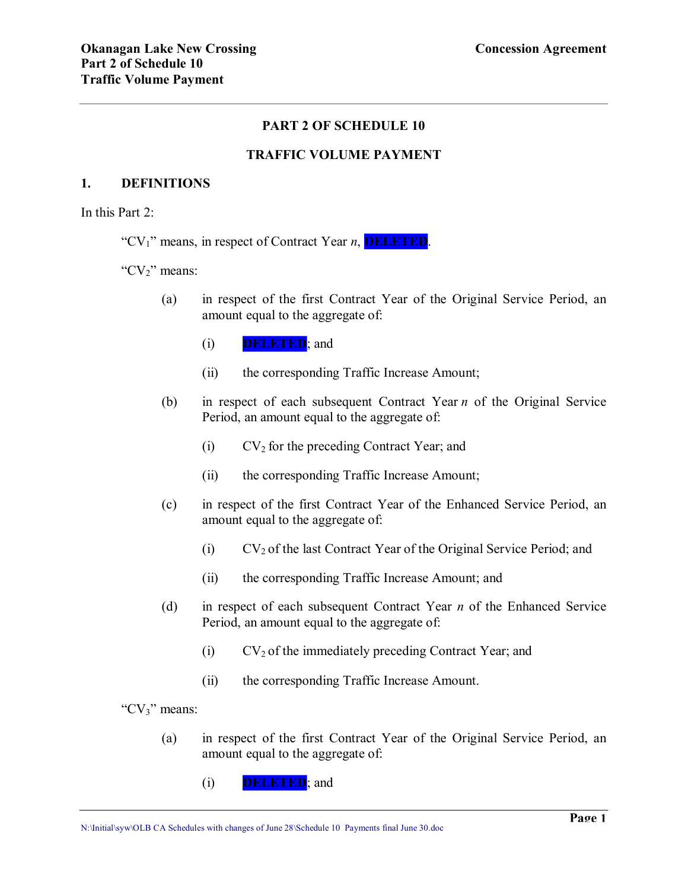## PART 2 OF SCHEDULE 10

## TRAFFIC VOLUME PAYMENT

### 1. DEFINITIONS

In this Part 2:

"$CV_1$" means, in respect of Contract Year *n*, DELETED.

"$CV_2$" means:

(a) in respect of the first Contract Year of the Original Service Period, an amount equal to the aggregate of:

(i) DELETED; and

(ii) the corresponding Traffic Increase Amount;

(b) in respect of each subsequent Contract Year *n* of the Original Service Period, an amount equal to the aggregate of:

(i) $CV_2$ for the preceding Contract Year; and

(ii) the corresponding Traffic Increase Amount;

(c) in respect of the first Contract Year of the Enhanced Service Period, an amount equal to the aggregate of:

(i) $CV_2$ of the last Contract Year of the Original Service Period; and

(ii) the corresponding Traffic Increase Amount; and

(d) in respect of each subsequent Contract Year *n* of the Enhanced Service Period, an amount equal to the aggregate of:

(i) $CV_2$ of the immediately preceding Contract Year; and

(ii) the corresponding Traffic Increase Amount.

"$CV_3$" means:

(a) in respect of the first Contract Year of the Original Service Period, an amount equal to the aggregate of:

(i) DELETED; and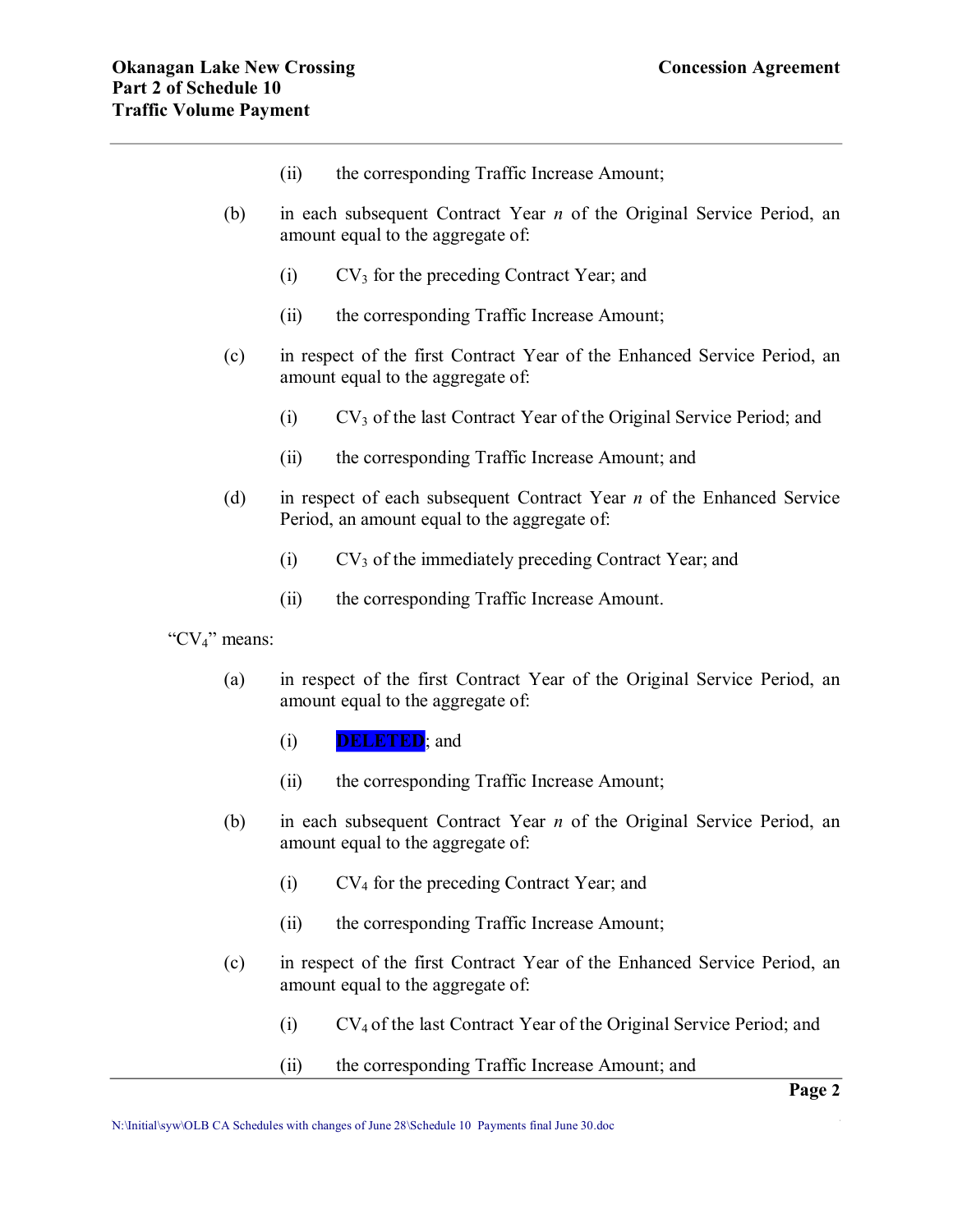(ii) the corresponding Traffic Increase Amount;

(b) in each subsequent Contract Year *n* of the Original Service Period, an amount equal to the aggregate of:

(i) $CV_3$ for the preceding Contract Year; and

(ii) the corresponding Traffic Increase Amount;

(c) in respect of the first Contract Year of the Enhanced Service Period, an amount equal to the aggregate of:

(i) $CV_3$ of the last Contract Year of the Original Service Period; and

(ii) the corresponding Traffic Increase Amount; and

(d) in respect of each subsequent Contract Year *n* of the Enhanced Service Period, an amount equal to the aggregate of:

(i) $CV_3$ of the immediately preceding Contract Year; and

(ii) the corresponding Traffic Increase Amount.

"$CV_4$" means:

(a) in respect of the first Contract Year of the Original Service Period, an amount equal to the aggregate of:

(i) DELETED; and

(ii) the corresponding Traffic Increase Amount;

(b) in each subsequent Contract Year *n* of the Original Service Period, an amount equal to the aggregate of:

(i) $CV_4$ for the preceding Contract Year; and

(ii) the corresponding Traffic Increase Amount;

(c) in respect of the first Contract Year of the Enhanced Service Period, an amount equal to the aggregate of:

(i) $CV_4$ of the last Contract Year of the Original Service Period; and

(ii) the corresponding Traffic Increase Amount; and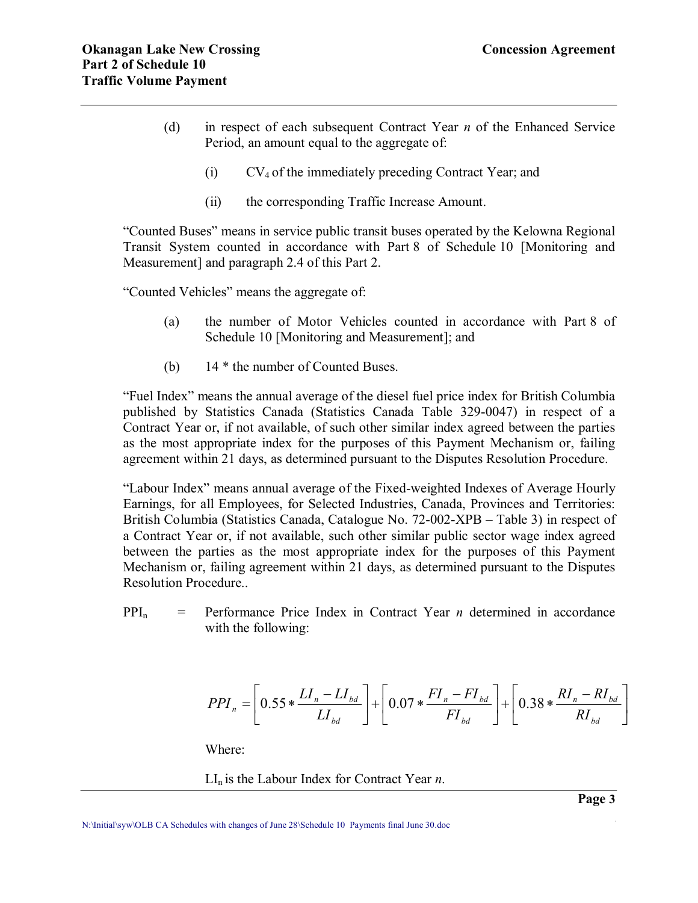(d) in respect of each subsequent Contract Year *n* of the Enhanced Service Period, an amount equal to the aggregate of:

(i) $CV_4$ of the immediately preceding Contract Year; and

(ii) the corresponding Traffic Increase Amount.

"Counted Buses" means in service public transit buses operated by the Kelowna Regional Transit System counted in accordance with Part 8 of Schedule 10 [Monitoring and Measurement] and paragraph 2.4 of this Part 2.

"Counted Vehicles" means the aggregate of:

(a) the number of Motor Vehicles counted in accordance with Part 8 of Schedule 10 [Monitoring and Measurement]; and

(b) 14 * the number of Counted Buses.

"Fuel Index" means the annual average of the diesel fuel price index for British Columbia published by Statistics Canada (Statistics Canada Table 329-0047) in respect of a Contract Year or, if not available, of such other similar index agreed between the parties as the most appropriate index for the purposes of this Payment Mechanism or, failing agreement within 21 days, as determined pursuant to the Disputes Resolution Procedure.

"Labour Index" means annual average of the Fixed-weighted Indexes of Average Hourly Earnings, for all Employees, for Selected Industries, Canada, Provinces and Territories: British Columbia (Statistics Canada, Catalogue No. 72-002-XPB – Table 3) in respect of a Contract Year or, if not available, such other similar public sector wage index agreed between the parties as the most appropriate index for the purposes of this Payment Mechanism or, failing agreement within 21 days, as determined pursuant to the Disputes Resolution Procedure..

$PPI_n$ = Performance Price Index in Contract Year *n* determined in accordance with the following:

$$PPI_n = \left[0.55 * \frac{LI_n - LI_{bd}}{LI_{bd}}\right] + \left[0.07 * \frac{FI_n - FI_{bd}}{FI_{bd}}\right] + \left[0.38 * \frac{RI_n - RI_{bd}}{RI_{bd}}\right]$$

Where:

$LI_n$ is the Labour Index for Contract Year *n*.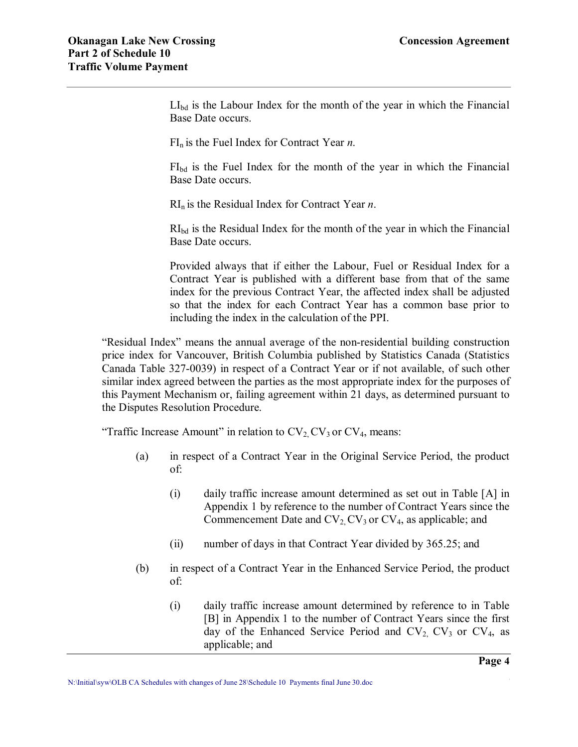$LI_{bd}$ is the Labour Index for the month of the year in which the Financial Base Date occurs.

$FI_n$ is the Fuel Index for Contract Year *n*.

$FI_{bd}$ is the Fuel Index for the month of the year in which the Financial Base Date occurs.

$RI_n$ is the Residual Index for Contract Year *n*.

$RI_{bd}$ is the Residual Index for the month of the year in which the Financial Base Date occurs.

Provided always that if either the Labour, Fuel or Residual Index for a Contract Year is published with a different base from that of the same index for the previous Contract Year, the affected index shall be adjusted so that the index for each Contract Year has a common base prior to including the index in the calculation of the PPI.

"Residual Index" means the annual average of the non-residential building construction price index for Vancouver, British Columbia published by Statistics Canada (Statistics Canada Table 327-0039) in respect of a Contract Year or if not available, of such other similar index agreed between the parties as the most appropriate index for the purposes of this Payment Mechanism or, failing agreement within 21 days, as determined pursuant to the Disputes Resolution Procedure.

"Traffic Increase Amount" in relation to $CV_2$, $CV_3$ or $CV_4$, means:

(a) in respect of a Contract Year in the Original Service Period, the product of:

(i) daily traffic increase amount determined as set out in Table [A] in Appendix 1 by reference to the number of Contract Years since the Commencement Date and $CV_2$, $CV_3$ or $CV_4$, as applicable; and

(ii) number of days in that Contract Year divided by 365.25; and

(b) in respect of a Contract Year in the Enhanced Service Period, the product of:

(i) daily traffic increase amount determined by reference to in Table [B] in Appendix 1 to the number of Contract Years since the first day of the Enhanced Service Period and $CV_2$, $CV_3$ or $CV_4$, as applicable; and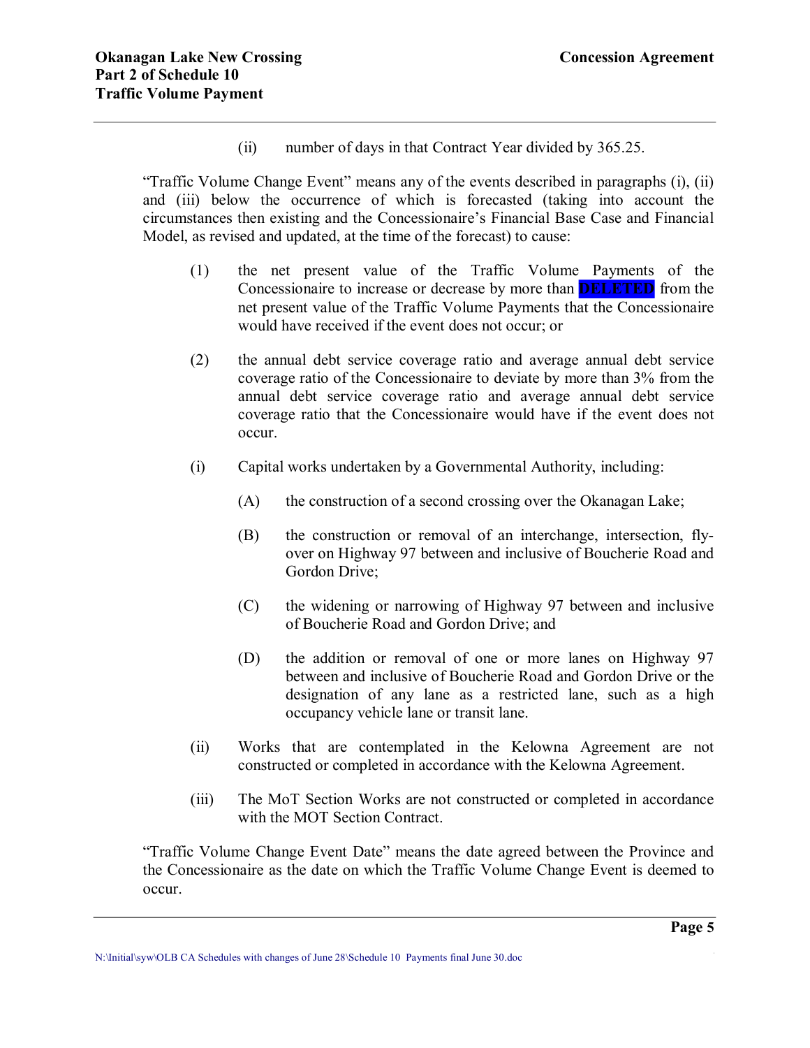(ii) number of days in that Contract Year divided by 365.25.

"Traffic Volume Change Event" means any of the events described in paragraphs (i), (ii) and (iii) below the occurrence of which is forecasted (taking into account the circumstances then existing and the Concessionaire's Financial Base Case and Financial Model, as revised and updated, at the time of the forecast) to cause:

(1) the net present value of the Traffic Volume Payments of the Concessionaire to increase or decrease by more than DELETED from the net present value of the Traffic Volume Payments that the Concessionaire would have received if the event does not occur; or

(2) the annual debt service coverage ratio and average annual debt service coverage ratio of the Concessionaire to deviate by more than 3% from the annual debt service coverage ratio and average annual debt service coverage ratio that the Concessionaire would have if the event does not occur.

(i) Capital works undertaken by a Governmental Authority, including:

(A) the construction of a second crossing over the Okanagan Lake;

(B) the construction or removal of an interchange, intersection, fly-over on Highway 97 between and inclusive of Boucherie Road and Gordon Drive;

(C) the widening or narrowing of Highway 97 between and inclusive of Boucherie Road and Gordon Drive; and

(D) the addition or removal of one or more lanes on Highway 97 between and inclusive of Boucherie Road and Gordon Drive or the designation of any lane as a restricted lane, such as a high occupancy vehicle lane or transit lane.

(ii) Works that are contemplated in the Kelowna Agreement are not constructed or completed in accordance with the Kelowna Agreement.

(iii) The MoT Section Works are not constructed or completed in accordance with the MOT Section Contract.

"Traffic Volume Change Event Date" means the date agreed between the Province and the Concessionaire as the date on which the Traffic Volume Change Event is deemed to occur.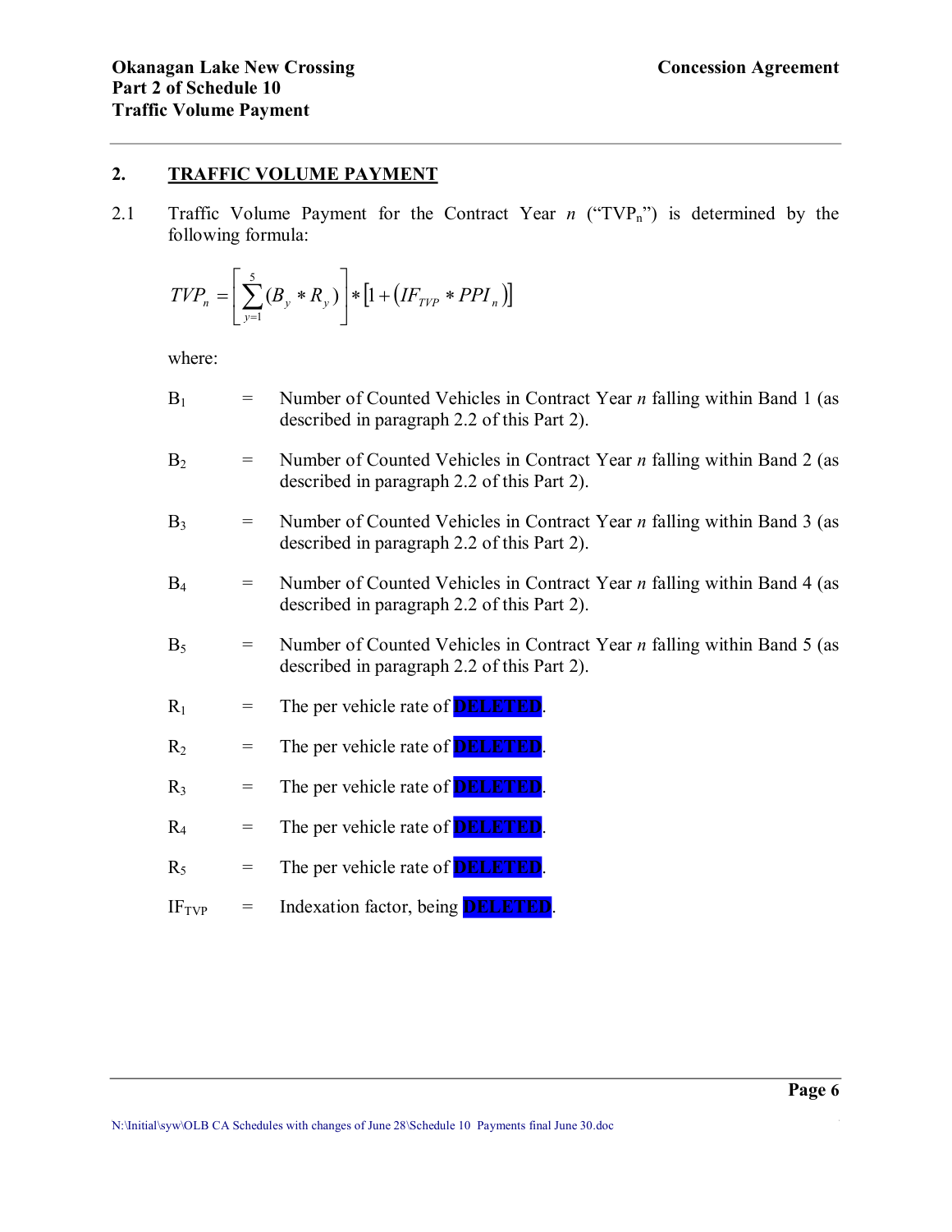## 2. TRAFFIC VOLUME PAYMENT

2.1 Traffic Volume Payment for the Contract Year *n* (“$TVP_n$”) is determined by the following formula:

$$TVP_n = \left[ \sum_{y=1}^{5} (B_y * R_y) \right] * \left[ 1 + \left( IF_{TVP} * PPI_n \right) \right]$$

where:

$B_1$ = Number of Counted Vehicles in Contract Year *n* falling within Band 1 (as described in paragraph 2.2 of this Part 2).

$B_2$ = Number of Counted Vehicles in Contract Year *n* falling within Band 2 (as described in paragraph 2.2 of this Part 2).

$B_3$ = Number of Counted Vehicles in Contract Year *n* falling within Band 3 (as described in paragraph 2.2 of this Part 2).

$B_4$ = Number of Counted Vehicles in Contract Year *n* falling within Band 4 (as described in paragraph 2.2 of this Part 2).

$B_5$ = Number of Counted Vehicles in Contract Year *n* falling within Band 5 (as described in paragraph 2.2 of this Part 2).

$R_1$ = The per vehicle rate of DELETED.

$R_2$ = The per vehicle rate of DELETED.

$R_3$ = The per vehicle rate of DELETED.

$R_4$ = The per vehicle rate of DELETED.

$R_5$ = The per vehicle rate of DELETED.

$IF_{TVP}$ = Indexation factor, being DELETED.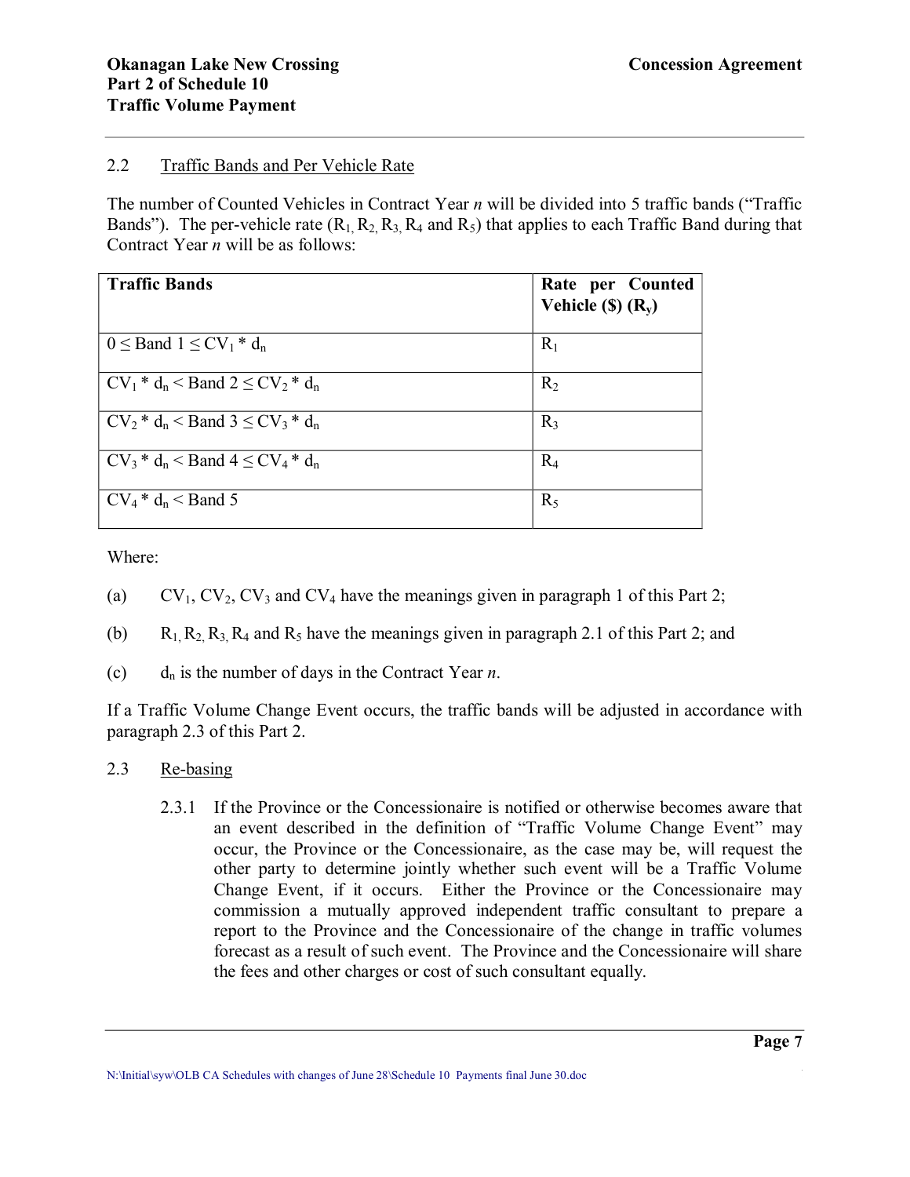### 2.2 Traffic Bands and Per Vehicle Rate

The number of Counted Vehicles in Contract Year *n* will be divided into 5 traffic bands (“Traffic Bands”). The per-vehicle rate ($R_1$, $R_2$, $R_3$, $R_4$ and $R_5$) that applies to each Traffic Band during that Contract Year *n* will be as follows:

| Traffic Bands | Rate per Counted Vehicle ($) ($R_y$) |
|---|---|
| $0 \leq$ Band 1 $\leq CV_1 * d_n$ | $R_1$ |
| $CV_1 * d_n <$ Band 2 $\leq CV_2 * d_n$ | $R_2$ |
| $CV_2 * d_n <$ Band 3 $\leq CV_3 * d_n$ | $R_3$ |
| $CV_3 * d_n <$ Band 4 $\leq CV_4 * d_n$ | $R_4$ |
| $CV_4 * d_n <$ Band 5 | $R_5$ |

Where:

(a) $CV_1$, $CV_2$, $CV_3$ and $CV_4$ have the meanings given in paragraph 1 of this Part 2;

(b) $R_1$, $R_2$, $R_3$, $R_4$ and $R_5$ have the meanings given in paragraph 2.1 of this Part 2; and

(c) $d_n$ is the number of days in the Contract Year *n*.

If a Traffic Volume Change Event occurs, the traffic bands will be adjusted in accordance with paragraph 2.3 of this Part 2.

### 2.3 Re-basing

2.3.1 If the Province or the Concessionaire is notified or otherwise becomes aware that an event described in the definition of “Traffic Volume Change Event” may occur, the Province or the Concessionaire, as the case may be, will request the other party to determine jointly whether such event will be a Traffic Volume Change Event, if it occurs. Either the Province or the Concessionaire may commission a mutually approved independent traffic consultant to prepare a report to the Province and the Concessionaire of the change in traffic volumes forecast as a result of such event. The Province and the Concessionaire will share the fees and other charges or cost of such consultant equally.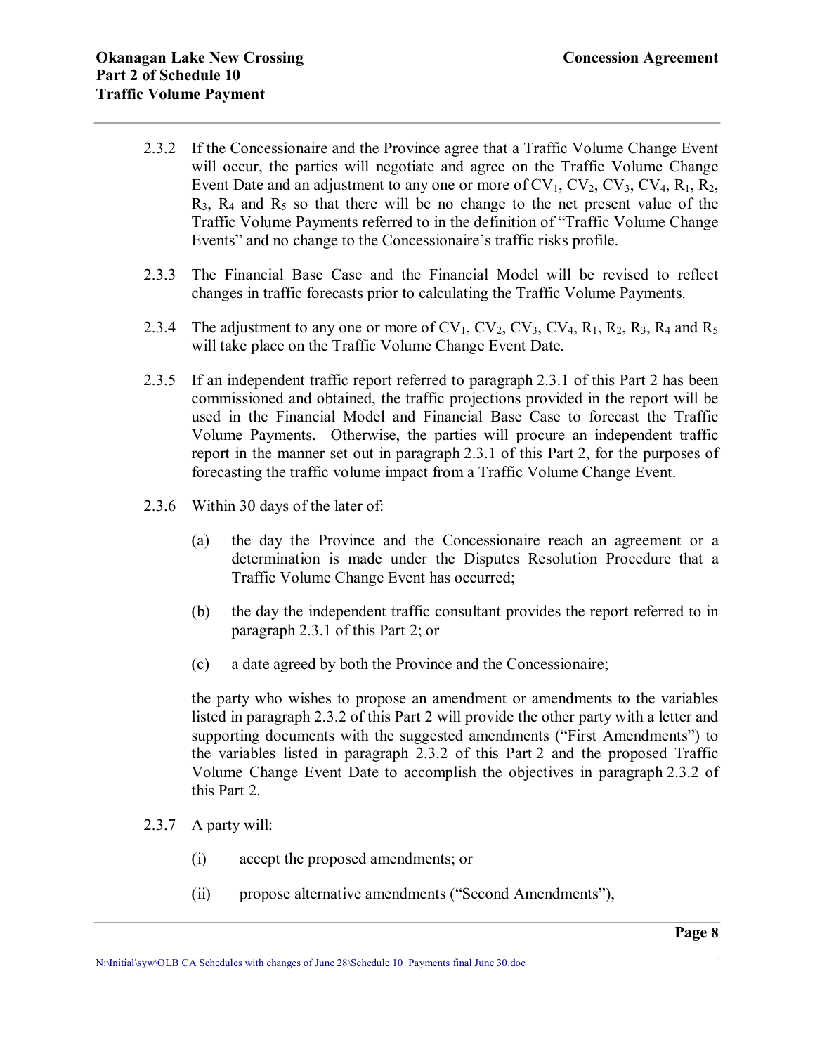2.3.2 If the Concessionaire and the Province agree that a Traffic Volume Change Event will occur, the parties will negotiate and agree on the Traffic Volume Change Event Date and an adjustment to any one or more of $CV_1$, $CV_2$, $CV_3$, $CV_4$, $R_1$, $R_2$, $R_3$, $R_4$ and $R_5$ so that there will be no change to the net present value of the Traffic Volume Payments referred to in the definition of "Traffic Volume Change Events" and no change to the Concessionaire's traffic risks profile.

2.3.3 The Financial Base Case and the Financial Model will be revised to reflect changes in traffic forecasts prior to calculating the Traffic Volume Payments.

2.3.4 The adjustment to any one or more of $CV_1$, $CV_2$, $CV_3$, $CV_4$, $R_1$, $R_2$, $R_3$, $R_4$ and $R_5$ will take place on the Traffic Volume Change Event Date.

2.3.5 If an independent traffic report referred to paragraph 2.3.1 of this Part 2 has been commissioned and obtained, the traffic projections provided in the report will be used in the Financial Model and Financial Base Case to forecast the Traffic Volume Payments. Otherwise, the parties will procure an independent traffic report in the manner set out in paragraph 2.3.1 of this Part 2, for the purposes of forecasting the traffic volume impact from a Traffic Volume Change Event.

2.3.6 Within 30 days of the later of:

(a) the day the Province and the Concessionaire reach an agreement or a determination is made under the Disputes Resolution Procedure that a Traffic Volume Change Event has occurred;

(b) the day the independent traffic consultant provides the report referred to in paragraph 2.3.1 of this Part 2; or

(c) a date agreed by both the Province and the Concessionaire;

the party who wishes to propose an amendment or amendments to the variables listed in paragraph 2.3.2 of this Part 2 will provide the other party with a letter and supporting documents with the suggested amendments ("First Amendments") to the variables listed in paragraph 2.3.2 of this Part 2 and the proposed Traffic Volume Change Event Date to accomplish the objectives in paragraph 2.3.2 of this Part 2.

2.3.7 A party will:

(i) accept the proposed amendments; or

(ii) propose alternative amendments ("Second Amendments"),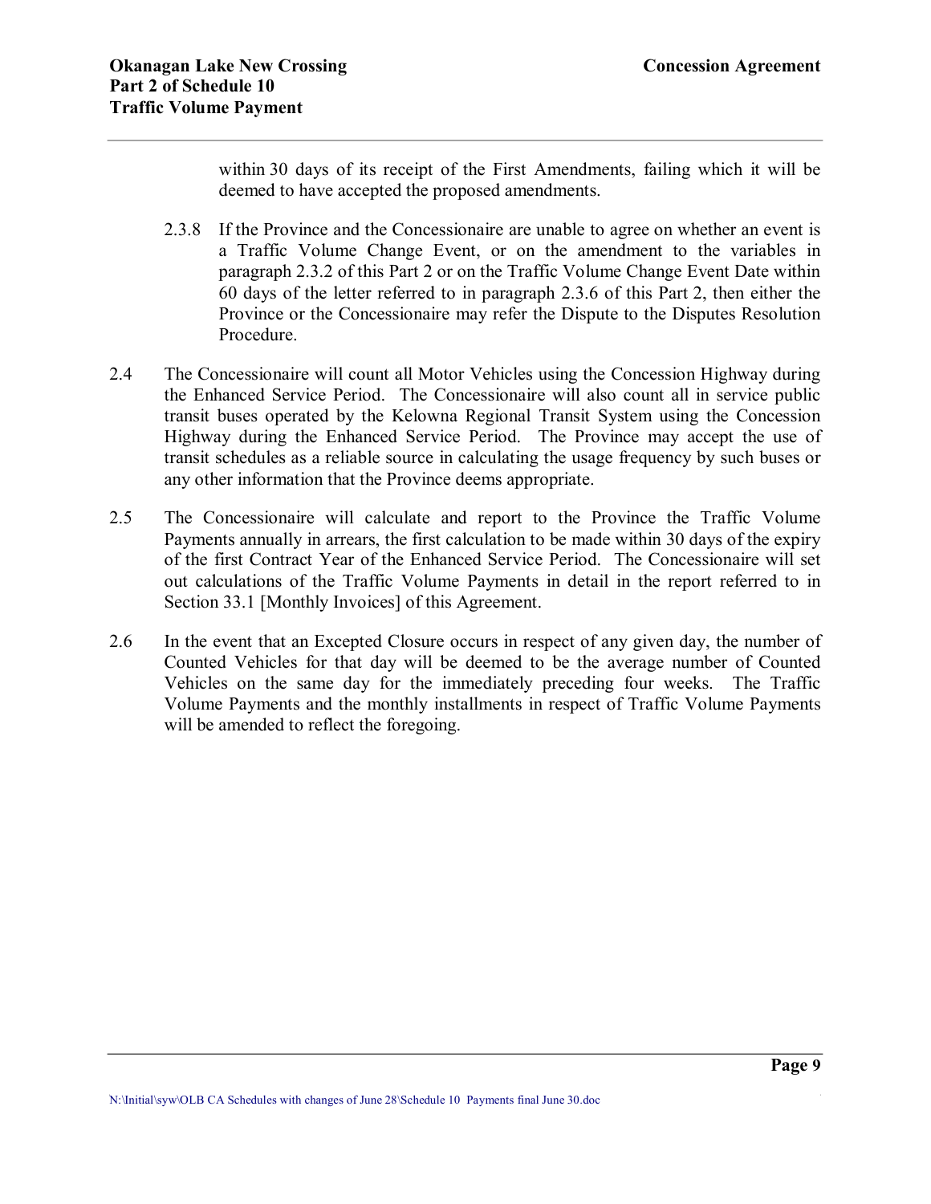within 30 days of its receipt of the First Amendments, failing which it will be deemed to have accepted the proposed amendments.

2.3.8 If the Province and the Concessionaire are unable to agree on whether an event is a Traffic Volume Change Event, or on the amendment to the variables in paragraph 2.3.2 of this Part 2 or on the Traffic Volume Change Event Date within 60 days of the letter referred to in paragraph 2.3.6 of this Part 2, then either the Province or the Concessionaire may refer the Dispute to the Disputes Resolution Procedure.

2.4 The Concessionaire will count all Motor Vehicles using the Concession Highway during the Enhanced Service Period. The Concessionaire will also count all in service public transit buses operated by the Kelowna Regional Transit System using the Concession Highway during the Enhanced Service Period. The Province may accept the use of transit schedules as a reliable source in calculating the usage frequency by such buses or any other information that the Province deems appropriate.

2.5 The Concessionaire will calculate and report to the Province the Traffic Volume Payments annually in arrears, the first calculation to be made within 30 days of the expiry of the first Contract Year of the Enhanced Service Period. The Concessionaire will set out calculations of the Traffic Volume Payments in detail in the report referred to in Section 33.1 [Monthly Invoices] of this Agreement.

2.6 In the event that an Excepted Closure occurs in respect of any given day, the number of Counted Vehicles for that day will be deemed to be the average number of Counted Vehicles on the same day for the immediately preceding four weeks. The Traffic Volume Payments and the monthly installments in respect of Traffic Volume Payments will be amended to reflect the foregoing.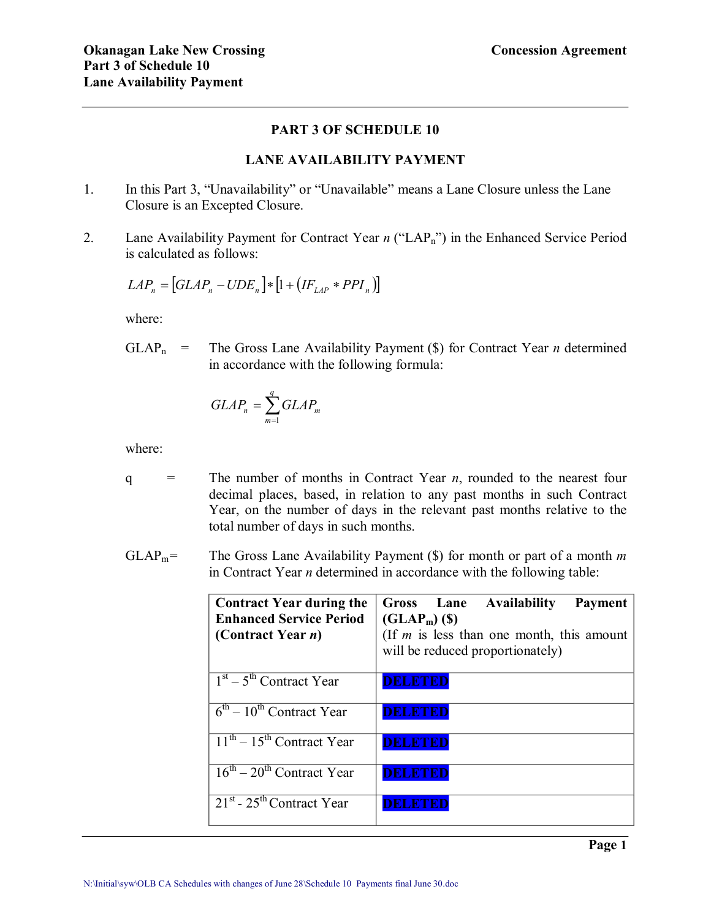## PART 3 OF SCHEDULE 10

## LANE AVAILABILITY PAYMENT

1. In this Part 3, "Unavailability" or "Unavailable" means a Lane Closure unless the Lane Closure is an Excepted Closure.

2. Lane Availability Payment for Contract Year *n* ("$LAP_n$") in the Enhanced Service Period is calculated as follows:

$$LAP_n = [GLAP_n - UDE_n] * [1 + (IF_{LAP} * PPI_n)]$$

where:

$GLAP_n$ = The Gross Lane Availability Payment ($) for Contract Year *n* determined in accordance with the following formula:

$$GLAP_n = \sum_{m=1}^{q} GLAP_m$$

where:

q = The number of months in Contract Year *n*, rounded to the nearest four decimal places, based, in relation to any past months in such Contract Year, on the number of days in the relevant past months relative to the total number of days in such months.

$GLAP_m$ = The Gross Lane Availability Payment ($) for month or part of a month *m* in Contract Year *n* determined in accordance with the following table:

| **Contract Year during the Enhanced Service Period (Contract Year *n*)** | **Gross Lane Availability Payment ($GLAP_m$) ($)** (If *m* is less than one month, this amount will be reduced proportionately) |
|---|---|
| 1st – 5th Contract Year | DELETED |
| 6th – 10th Contract Year | DELETED |
| 11th – 15th Contract Year | DELETED |
| 16th – 20th Contract Year | DELETED |
| 21st - 25th Contract Year | DELETED |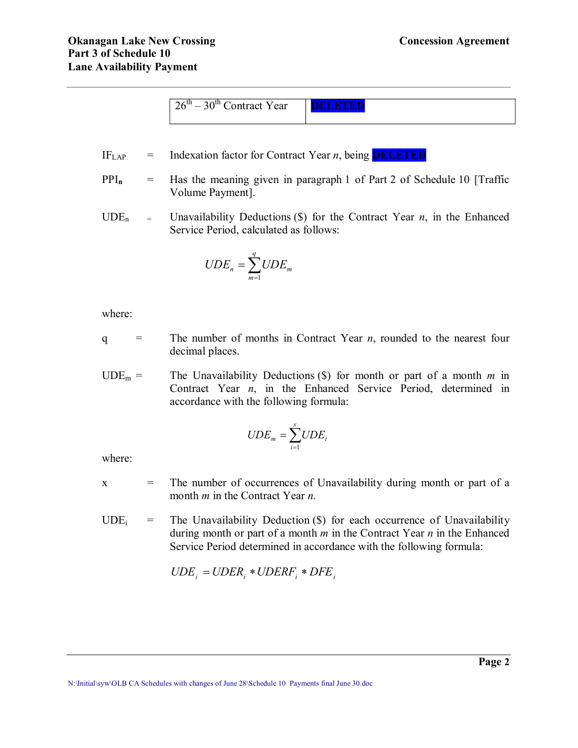| 26th – 30th Contract Year | DELETED |
|---|---|

$IF_{LAP}$ = Indexation factor for Contract Year *n*, being DELETED

$PPI_n$ = Has the meaning given in paragraph 1 of Part 2 of Schedule 10 [Traffic Volume Payment].

$UDE_n$ = Unavailability Deductions ($) for the Contract Year *n*, in the Enhanced Service Period, calculated as follows:

$$UDE_n = \sum_{m=1}^{q} UDE_m$$

where:

q = The number of months in Contract Year *n*, rounded to the nearest four decimal places.

$UDE_m$ = The Unavailability Deductions ($) for month or part of a month *m* in Contract Year *n*, in the Enhanced Service Period, determined in accordance with the following formula:

$$UDE_m = \sum_{i=1}^{x} UDE_i$$

where:

x = The number of occurrences of Unavailability during month or part of a month *m* in the Contract Year *n*.

$UDE_i$ = The Unavailability Deduction ($) for each occurrence of Unavailability during month or part of a month *m* in the Contract Year *n* in the Enhanced Service Period determined in accordance with the following formula:

$$UDE_i = UDER_i * UDERF_i * DFE_i$$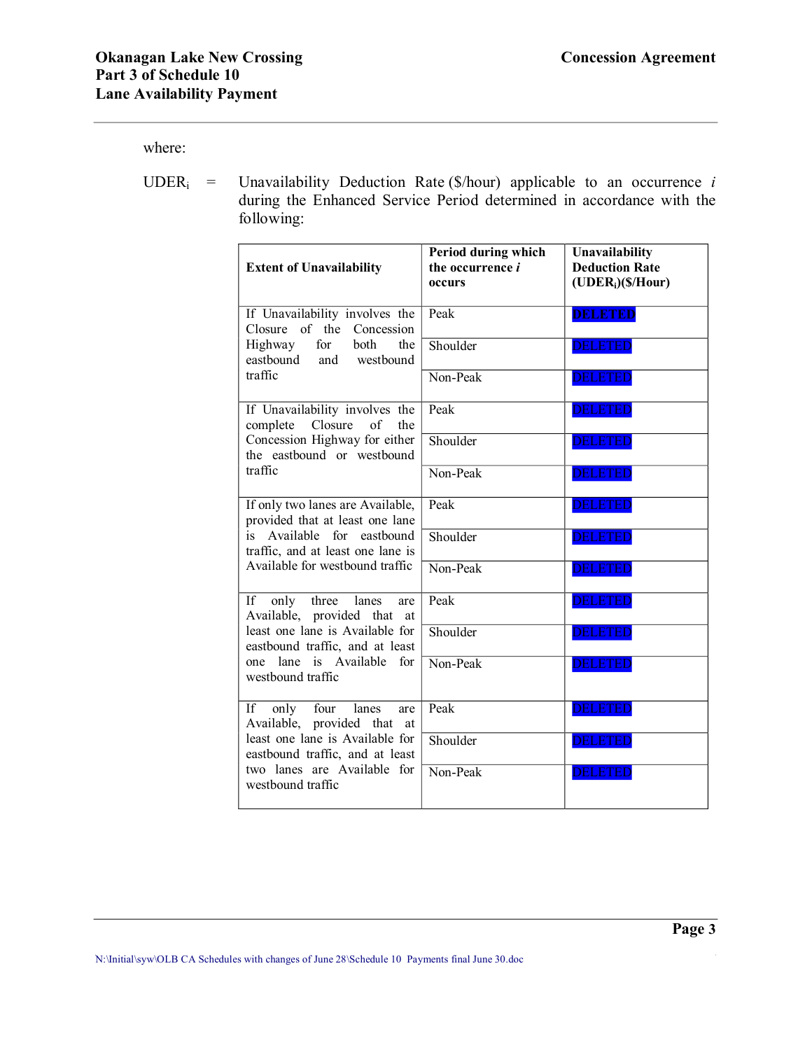where:

$UDER_i$ = Unavailability Deduction Rate ($/hour) applicable to an occurrence *i* during the Enhanced Service Period determined in accordance with the following:

| Extent of Unavailability | Period during which the occurrence *i* occurs | Unavailability Deduction Rate ($UDER_i$)($/Hour) |
|---|---|---|
| If Unavailability involves the Closure of the Concession Highway for both the eastbound and westbound traffic | Peak | DELETED |
| | Shoulder | DELETED |
| | Non-Peak | DELETED |
| If Unavailability involves the complete Closure of the Concession Highway for either the eastbound or westbound traffic | Peak | DELETED |
| | Shoulder | DELETED |
| | Non-Peak | DELETED |
| If only two lanes are Available, provided that at least one lane is Available for eastbound traffic, and at least one lane is Available for westbound traffic | Peak | DELETED |
| | Shoulder | DELETED |
| | Non-Peak | DELETED |
| If only three lanes are Available, provided that at least one lane is Available for eastbound traffic, and at least one lane is Available for westbound traffic | Peak | DELETED |
| | Shoulder | DELETED |
| | Non-Peak | DELETED |
| If only four lanes are Available, provided that at least one lane is Available for eastbound traffic, and at least two lanes are Available for westbound traffic | Peak | DELETED |
| | Shoulder | DELETED |
| | Non-Peak | DELETED |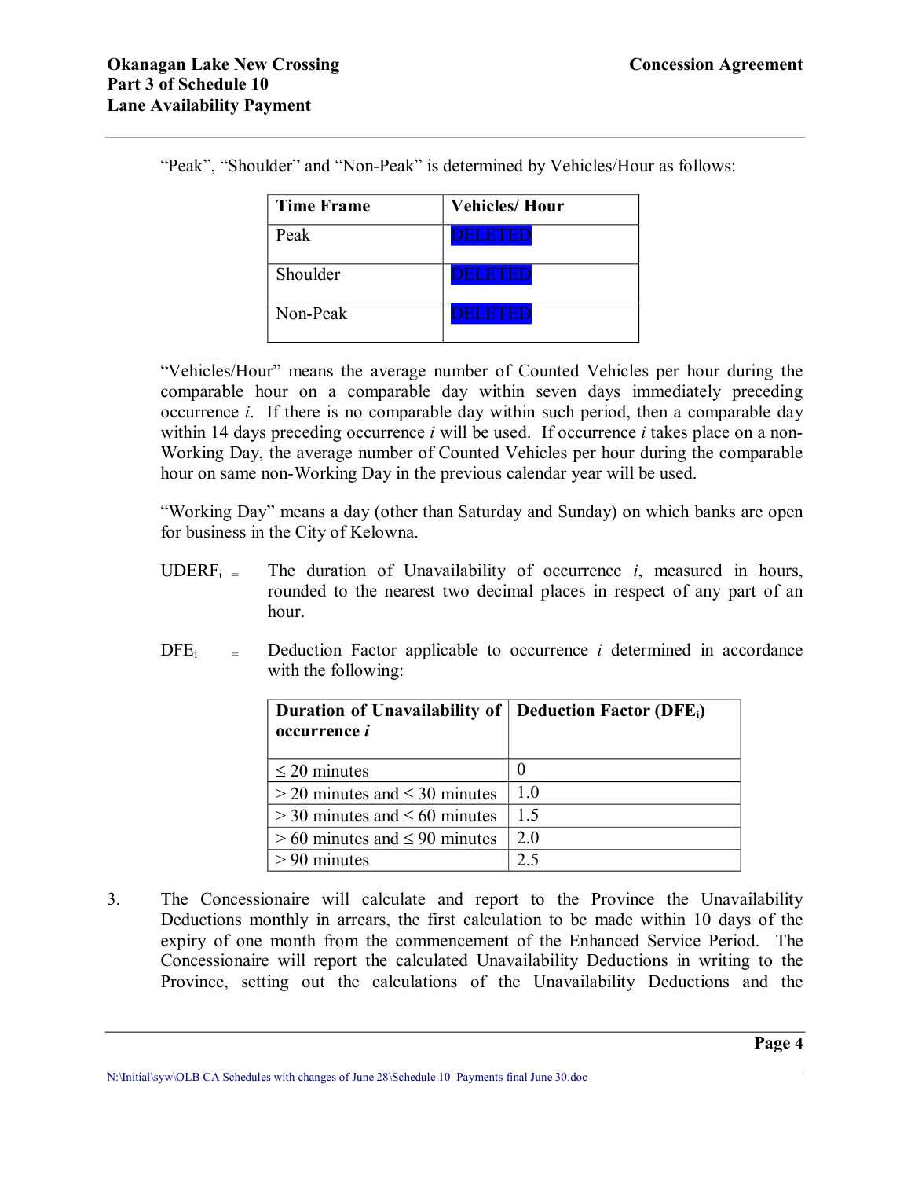"Peak", "Shoulder" and "Non-Peak" is determined by Vehicles/Hour as follows:

| Time Frame | Vehicles/ Hour |
|---|---|
| Peak | DELETED |
| Shoulder | DELETED |
| Non-Peak | DELETED |

"Vehicles/Hour" means the average number of Counted Vehicles per hour during the comparable hour on a comparable day within seven days immediately preceding occurrence *i*. If there is no comparable day within such period, then a comparable day within 14 days preceding occurrence *i* will be used. If occurrence *i* takes place on a non-Working Day, the average number of Counted Vehicles per hour during the comparable hour on same non-Working Day in the previous calendar year will be used.

"Working Day" means a day (other than Saturday and Sunday) on which banks are open for business in the City of Kelowna.

$UDERF_i$ = The duration of Unavailability of occurrence *i*, measured in hours, rounded to the nearest two decimal places in respect of any part of an hour.

$DFE_i$ = Deduction Factor applicable to occurrence *i* determined in accordance with the following:

| Duration of Unavailability of occurrence *i* | Deduction Factor ($DFE_i$) |
|---|---|
| ≤ 20 minutes | 0 |
| > 20 minutes and ≤ 30 minutes | 1.0 |
| > 30 minutes and ≤ 60 minutes | 1.5 |
| > 60 minutes and ≤ 90 minutes | 2.0 |
| > 90 minutes | 2.5 |

3. The Concessionaire will calculate and report to the Province the Unavailability Deductions monthly in arrears, the first calculation to be made within 10 days of the expiry of one month from the commencement of the Enhanced Service Period. The Concessionaire will report the calculated Unavailability Deductions in writing to the Province, setting out the calculations of the Unavailability Deductions and the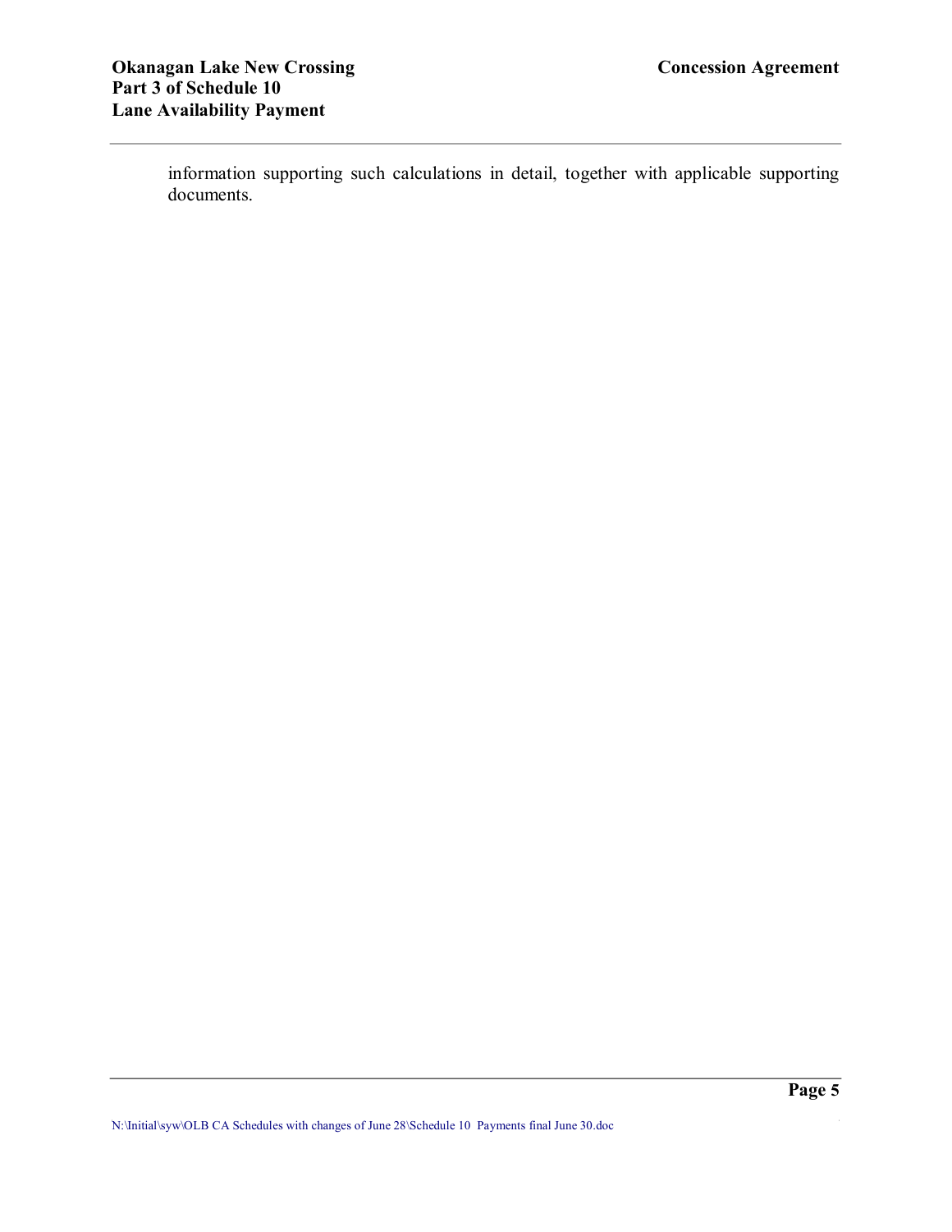information supporting such calculations in detail, together with applicable supporting documents.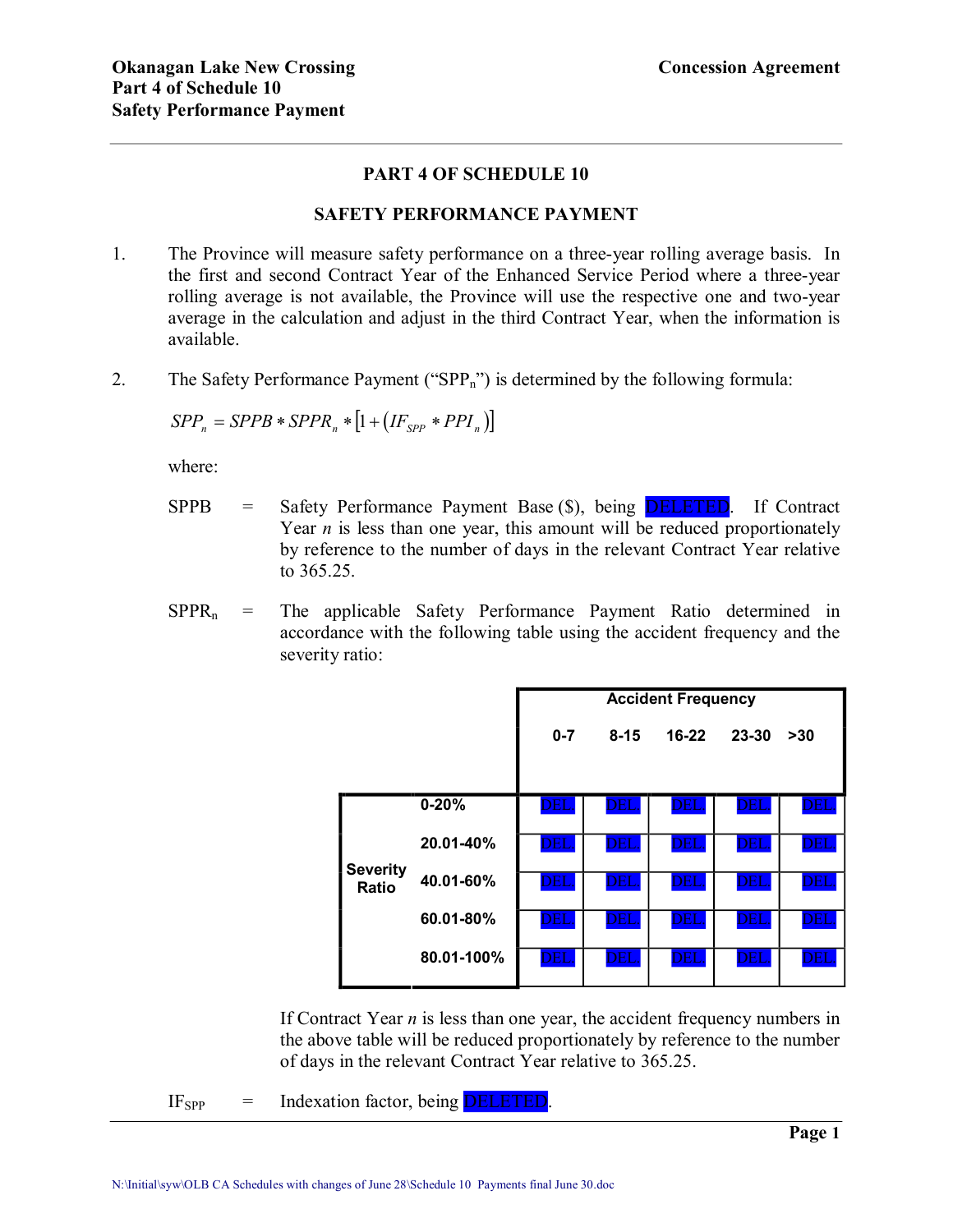## PART 4 OF SCHEDULE 10

## SAFETY PERFORMANCE PAYMENT

1. The Province will measure safety performance on a three-year rolling average basis. In the first and second Contract Year of the Enhanced Service Period where a three-year rolling average is not available, the Province will use the respective one and two-year average in the calculation and adjust in the third Contract Year, when the information is available.

2. The Safety Performance Payment ("$SPP_n$") is determined by the following formula:

$$SPP_n = SPPB * SPPR_n * \left[1 + \left(IF_{SPP} * PPI_n\right)\right]$$

where:

SPPB = Safety Performance Payment Base ($), being DELETED. If Contract Year *n* is less than one year, this amount will be reduced proportionately by reference to the number of days in the relevant Contract Year relative to 365.25.

$SPPR_n$ = The applicable Safety Performance Payment Ratio determined in accordance with the following table using the accident frequency and the severity ratio:

| | | Accident Frequency | | | | |
|---|---|---|---|---|---|---|
| | | 0-7 | 8-15 | 16-22 | 23-30 | >30 |
| Severity Ratio | 0-20% | DEL. | DEL. | DEL. | DEL. | DEL. |
| | 20.01-40% | DEL. | DEL. | DEL. | DEL. | DEL. |
| | 40.01-60% | DEL. | DEL. | DEL. | DEL. | DEL. |
| | 60.01-80% | DEL. | DEL. | DEL. | DEL. | DEL. |
| | 80.01-100% | DEL. | DEL. | DEL. | DEL. | DEL. |

If Contract Year *n* is less than one year, the accident frequency numbers in the above table will be reduced proportionately by reference to the number of days in the relevant Contract Year relative to 365.25.

$IF_{SPP}$ = Indexation factor, being DELETED.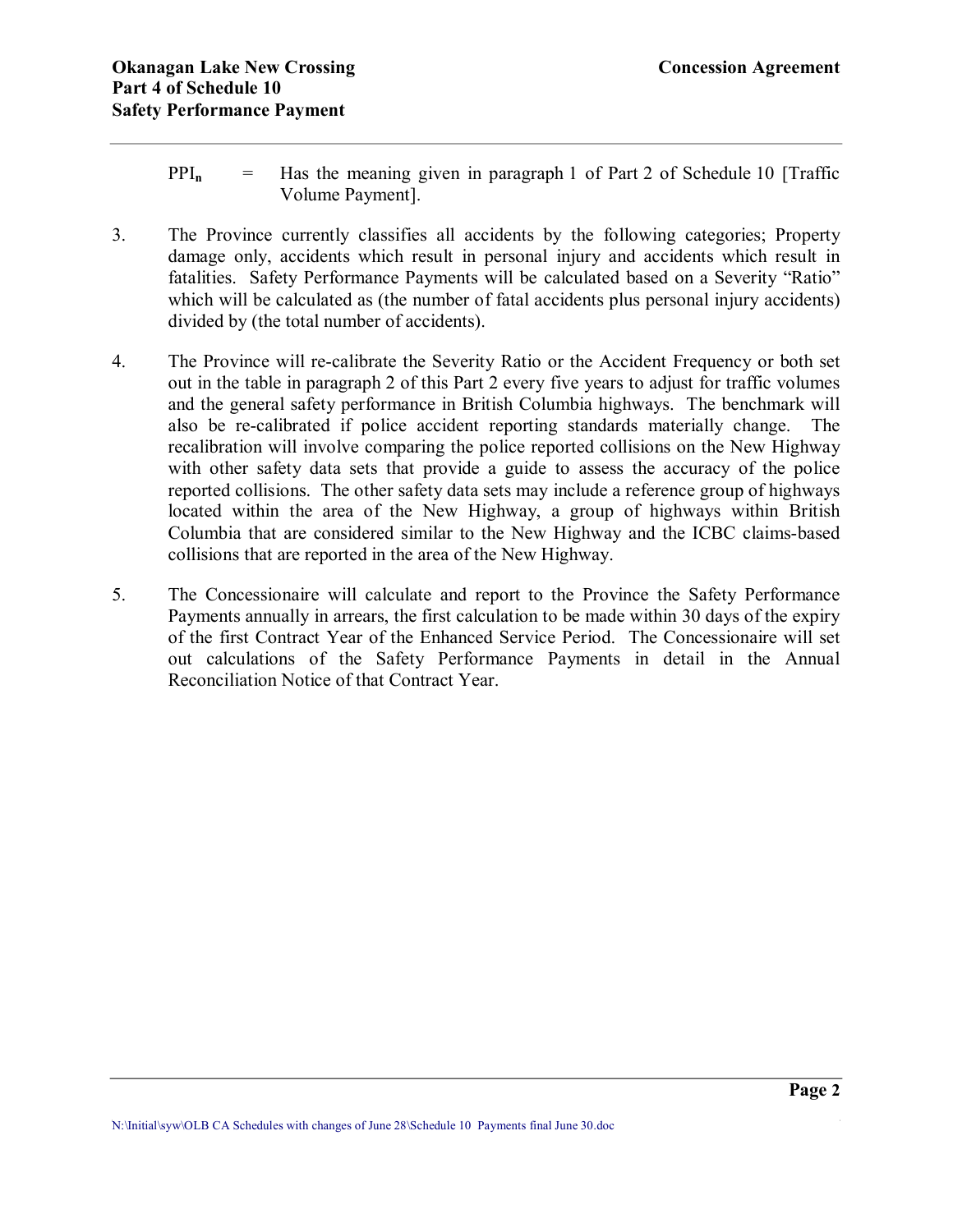$PPI_n$ = Has the meaning given in paragraph 1 of Part 2 of Schedule 10 [Traffic Volume Payment].

3. The Province currently classifies all accidents by the following categories; Property damage only, accidents which result in personal injury and accidents which result in fatalities. Safety Performance Payments will be calculated based on a Severity "Ratio" which will be calculated as (the number of fatal accidents plus personal injury accidents) divided by (the total number of accidents).

4. The Province will re-calibrate the Severity Ratio or the Accident Frequency or both set out in the table in paragraph 2 of this Part 2 every five years to adjust for traffic volumes and the general safety performance in British Columbia highways. The benchmark will also be re-calibrated if police accident reporting standards materially change. The recalibration will involve comparing the police reported collisions on the New Highway with other safety data sets that provide a guide to assess the accuracy of the police reported collisions. The other safety data sets may include a reference group of highways located within the area of the New Highway, a group of highways within British Columbia that are considered similar to the New Highway and the ICBC claims-based collisions that are reported in the area of the New Highway.

5. The Concessionaire will calculate and report to the Province the Safety Performance Payments annually in arrears, the first calculation to be made within 30 days of the expiry of the first Contract Year of the Enhanced Service Period. The Concessionaire will set out calculations of the Safety Performance Payments in detail in the Annual Reconciliation Notice of that Contract Year.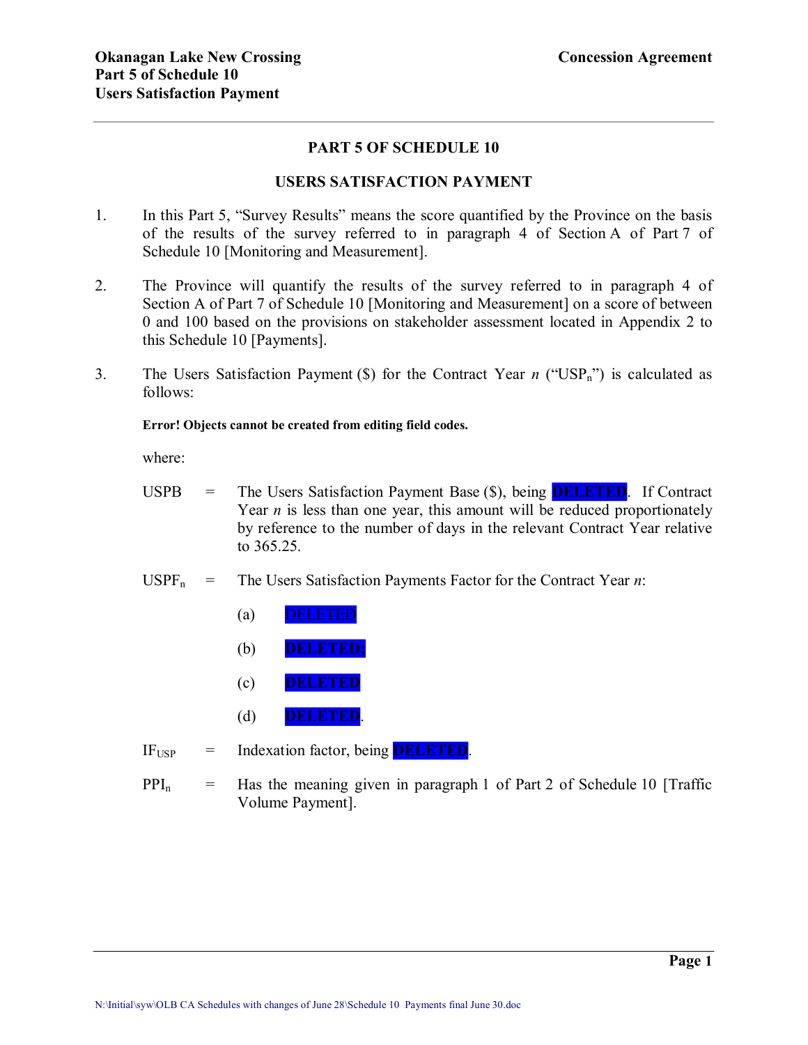## PART 5 OF SCHEDULE 10

## USERS SATISFACTION PAYMENT

1. In this Part 5, "Survey Results" means the score quantified by the Province on the basis of the results of the survey referred to in paragraph 4 of Section A of Part 7 of Schedule 10 [Monitoring and Measurement].

2. The Province will quantify the results of the survey referred to in paragraph 4 of Section A of Part 7 of Schedule 10 [Monitoring and Measurement] on a score of between 0 and 100 based on the provisions on stakeholder assessment located in Appendix 2 to this Schedule 10 [Payments].

3. The Users Satisfaction Payment ($) for the Contract Year *n* ("$USP_n$") is calculated as follows:

   **Error! Objects cannot be created from editing field codes.**

   where:

   USPB = The Users Satisfaction Payment Base ($), being **DELETED**. If Contract Year *n* is less than one year, this amount will be reduced proportionately by reference to the number of days in the relevant Contract Year relative to 365.25.

   $USPF_n$ = The Users Satisfaction Payments Factor for the Contract Year *n*:

   (a) DELETED

   (b) **DELETED;**

   (c) **DELETED**

   (d) **DELETED**.

   $IF_{USP}$ = Indexation factor, being **DELETED**.

   $PPI_n$ = Has the meaning given in paragraph 1 of Part 2 of Schedule 10 [Traffic Volume Payment].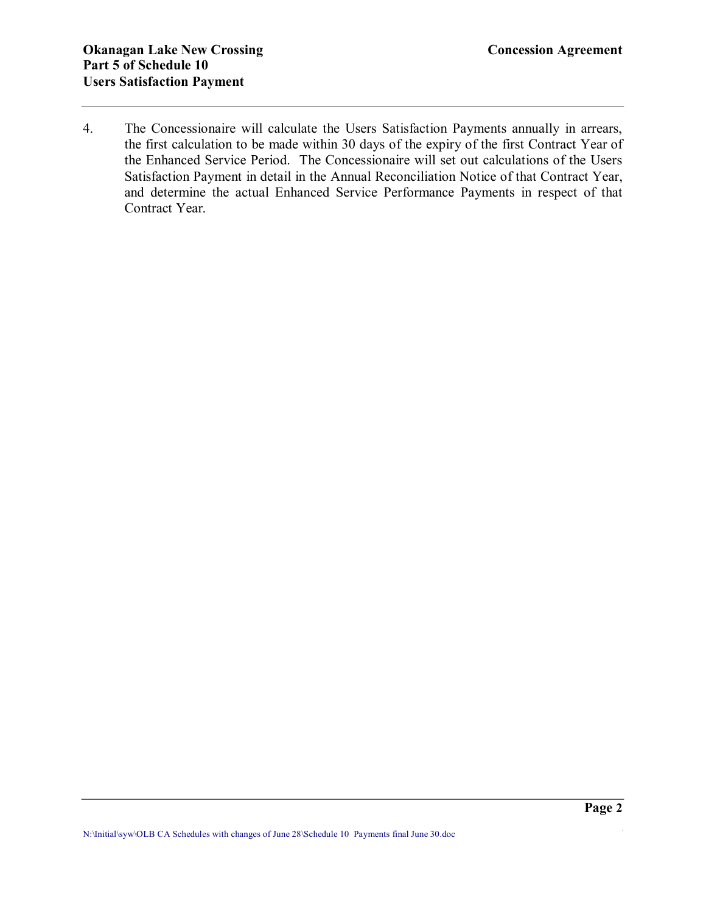4. The Concessionaire will calculate the Users Satisfaction Payments annually in arrears, the first calculation to be made within 30 days of the expiry of the first Contract Year of the Enhanced Service Period. The Concessionaire will set out calculations of the Users Satisfaction Payment in detail in the Annual Reconciliation Notice of that Contract Year, and determine the actual Enhanced Service Performance Payments in respect of that Contract Year.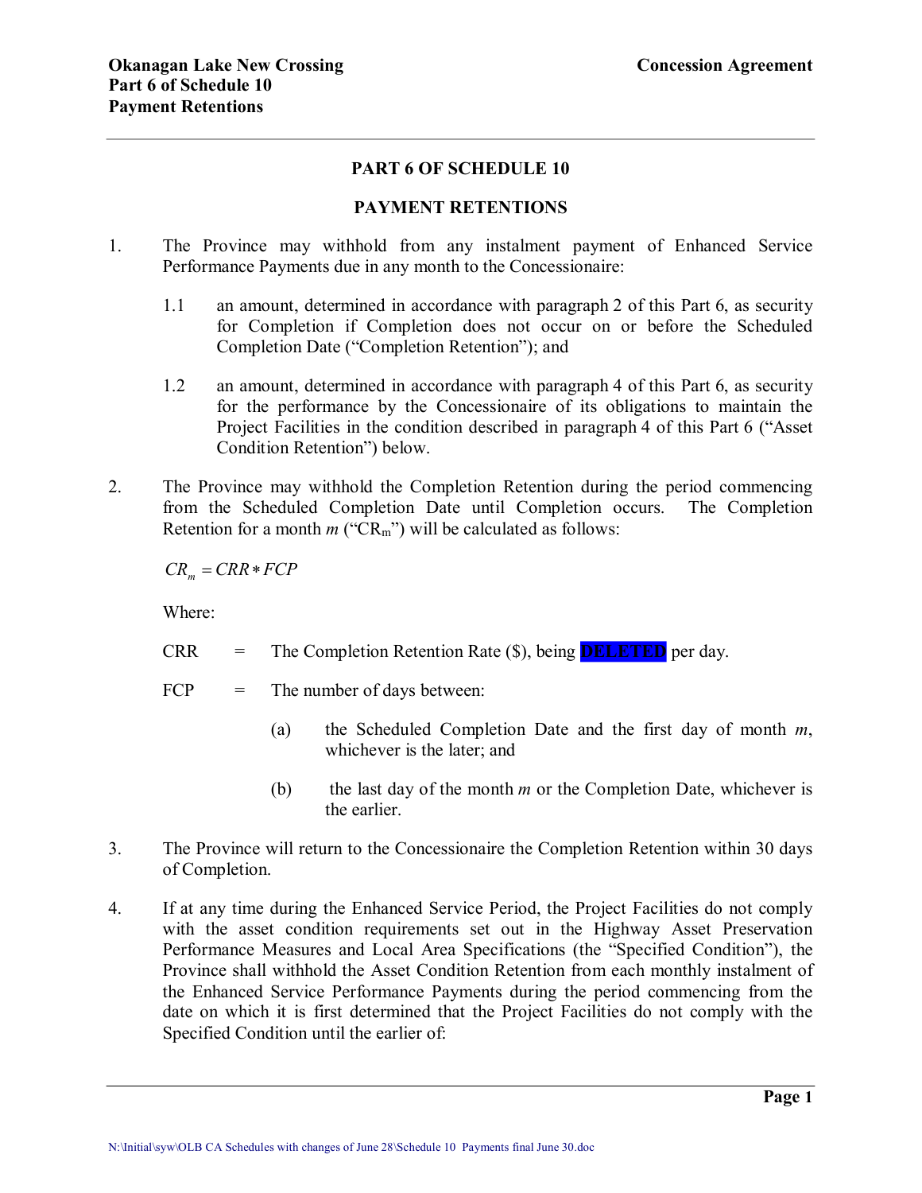# PART 6 OF SCHEDULE 10

## PAYMENT RETENTIONS

1. The Province may withhold from any instalment payment of Enhanced Service Performance Payments due in any month to the Concessionaire:

   1.1 an amount, determined in accordance with paragraph 2 of this Part 6, as security for Completion if Completion does not occur on or before the Scheduled Completion Date ("Completion Retention"); and

   1.2 an amount, determined in accordance with paragraph 4 of this Part 6, as security for the performance by the Concessionaire of its obligations to maintain the Project Facilities in the condition described in paragraph 4 of this Part 6 ("Asset Condition Retention") below.

2. The Province may withhold the Completion Retention during the period commencing from the Scheduled Completion Date until Completion occurs. The Completion Retention for a month *m* ("$CR_m$") will be calculated as follows:

   $$CR_m = CRR * FCP$$

   Where:

   CRR = The Completion Retention Rate ($), being DELETED per day.

   FCP = The number of days between:

   (a) the Scheduled Completion Date and the first day of month *m*, whichever is the later; and

   (b) the last day of the month *m* or the Completion Date, whichever is the earlier.

3. The Province will return to the Concessionaire the Completion Retention within 30 days of Completion.

4. If at any time during the Enhanced Service Period, the Project Facilities do not comply with the asset condition requirements set out in the Highway Asset Preservation Performance Measures and Local Area Specifications (the "Specified Condition"), the Province shall withhold the Asset Condition Retention from each monthly instalment of the Enhanced Service Performance Payments during the period commencing from the date on which it is first determined that the Project Facilities do not comply with the Specified Condition until the earlier of: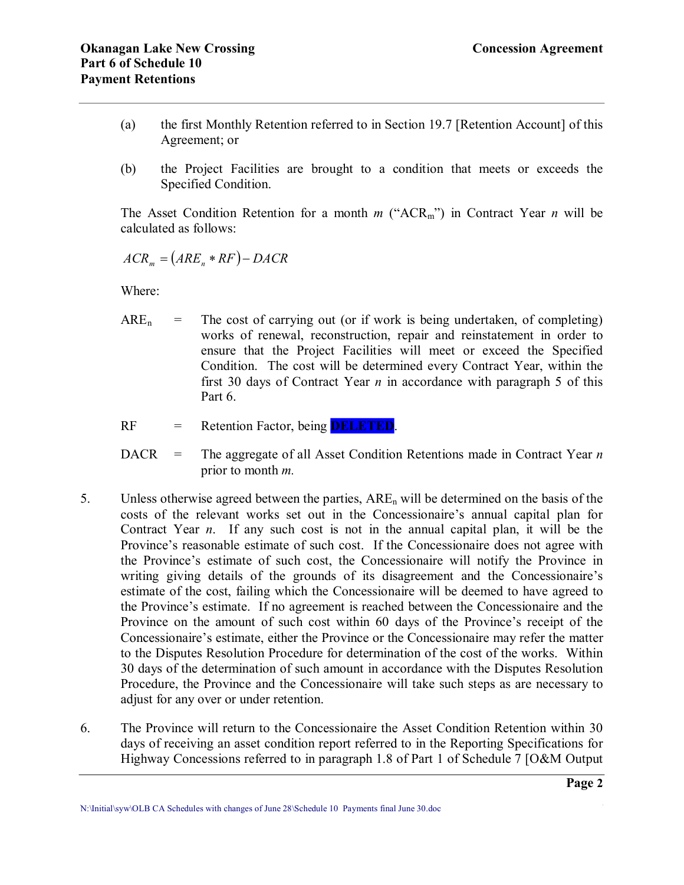(a) the first Monthly Retention referred to in Section 19.7 [Retention Account] of this Agreement; or

(b) the Project Facilities are brought to a condition that meets or exceeds the Specified Condition.

The Asset Condition Retention for a month *m* ("$ACR_m$") in Contract Year *n* will be calculated as follows:

$$ACR_m = (ARE_n * RF) - DACR$$

Where:

$ARE_n$ = The cost of carrying out (or if work is being undertaken, of completing) works of renewal, reconstruction, repair and reinstatement in order to ensure that the Project Facilities will meet or exceed the Specified Condition. The cost will be determined every Contract Year, within the first 30 days of Contract Year *n* in accordance with paragraph 5 of this Part 6.

RF = Retention Factor, being DELETED.

DACR = The aggregate of all Asset Condition Retentions made in Contract Year *n* prior to month *m.*

5. Unless otherwise agreed between the parties, $ARE_n$ will be determined on the basis of the costs of the relevant works set out in the Concessionaire's annual capital plan for Contract Year *n*. If any such cost is not in the annual capital plan, it will be the Province's reasonable estimate of such cost. If the Concessionaire does not agree with the Province's estimate of such cost, the Concessionaire will notify the Province in writing giving details of the grounds of its disagreement and the Concessionaire's estimate of the cost, failing which the Concessionaire will be deemed to have agreed to the Province's estimate. If no agreement is reached between the Concessionaire and the Province on the amount of such cost within 60 days of the Province's receipt of the Concessionaire's estimate, either the Province or the Concessionaire may refer the matter to the Disputes Resolution Procedure for determination of the cost of the works. Within 30 days of the determination of such amount in accordance with the Disputes Resolution Procedure, the Province and the Concessionaire will take such steps as are necessary to adjust for any over or under retention.

6. The Province will return to the Concessionaire the Asset Condition Retention within 30 days of receiving an asset condition report referred to in the Reporting Specifications for Highway Concessions referred to in paragraph 1.8 of Part 1 of Schedule 7 [O&M Output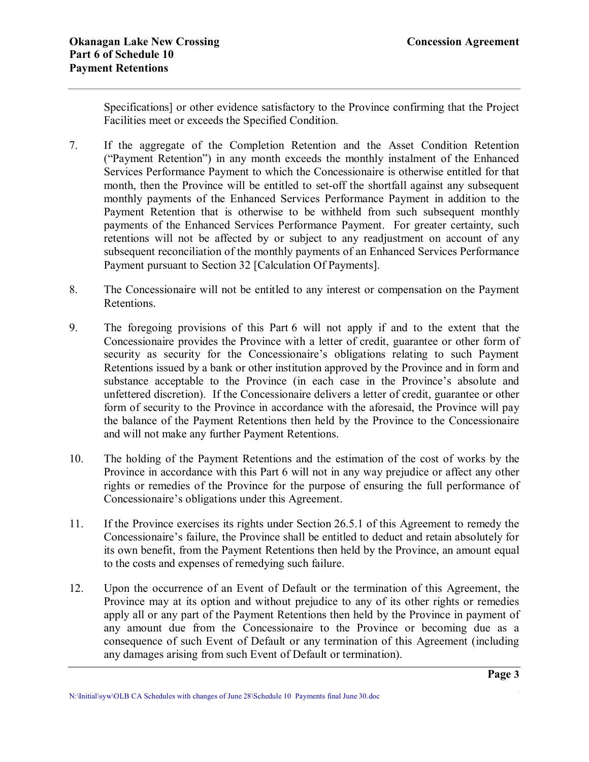Specifications] or other evidence satisfactory to the Province confirming that the Project Facilities meet or exceeds the Specified Condition.

7. If the aggregate of the Completion Retention and the Asset Condition Retention ("Payment Retention") in any month exceeds the monthly instalment of the Enhanced Services Performance Payment to which the Concessionaire is otherwise entitled for that month, then the Province will be entitled to set-off the shortfall against any subsequent monthly payments of the Enhanced Services Performance Payment in addition to the Payment Retention that is otherwise to be withheld from such subsequent monthly payments of the Enhanced Services Performance Payment. For greater certainty, such retentions will not be affected by or subject to any readjustment on account of any subsequent reconciliation of the monthly payments of an Enhanced Services Performance Payment pursuant to Section 32 [Calculation Of Payments].

8. The Concessionaire will not be entitled to any interest or compensation on the Payment Retentions.

9. The foregoing provisions of this Part 6 will not apply if and to the extent that the Concessionaire provides the Province with a letter of credit, guarantee or other form of security as security for the Concessionaire's obligations relating to such Payment Retentions issued by a bank or other institution approved by the Province and in form and substance acceptable to the Province (in each case in the Province's absolute and unfettered discretion). If the Concessionaire delivers a letter of credit, guarantee or other form of security to the Province in accordance with the aforesaid, the Province will pay the balance of the Payment Retentions then held by the Province to the Concessionaire and will not make any further Payment Retentions.

10. The holding of the Payment Retentions and the estimation of the cost of works by the Province in accordance with this Part 6 will not in any way prejudice or affect any other rights or remedies of the Province for the purpose of ensuring the full performance of Concessionaire's obligations under this Agreement.

11. If the Province exercises its rights under Section 26.5.1 of this Agreement to remedy the Concessionaire's failure, the Province shall be entitled to deduct and retain absolutely for its own benefit, from the Payment Retentions then held by the Province, an amount equal to the costs and expenses of remedying such failure.

12. Upon the occurrence of an Event of Default or the termination of this Agreement, the Province may at its option and without prejudice to any of its other rights or remedies apply all or any part of the Payment Retentions then held by the Province in payment of any amount due from the Concessionaire to the Province or becoming due as a consequence of such Event of Default or any termination of this Agreement (including any damages arising from such Event of Default or termination).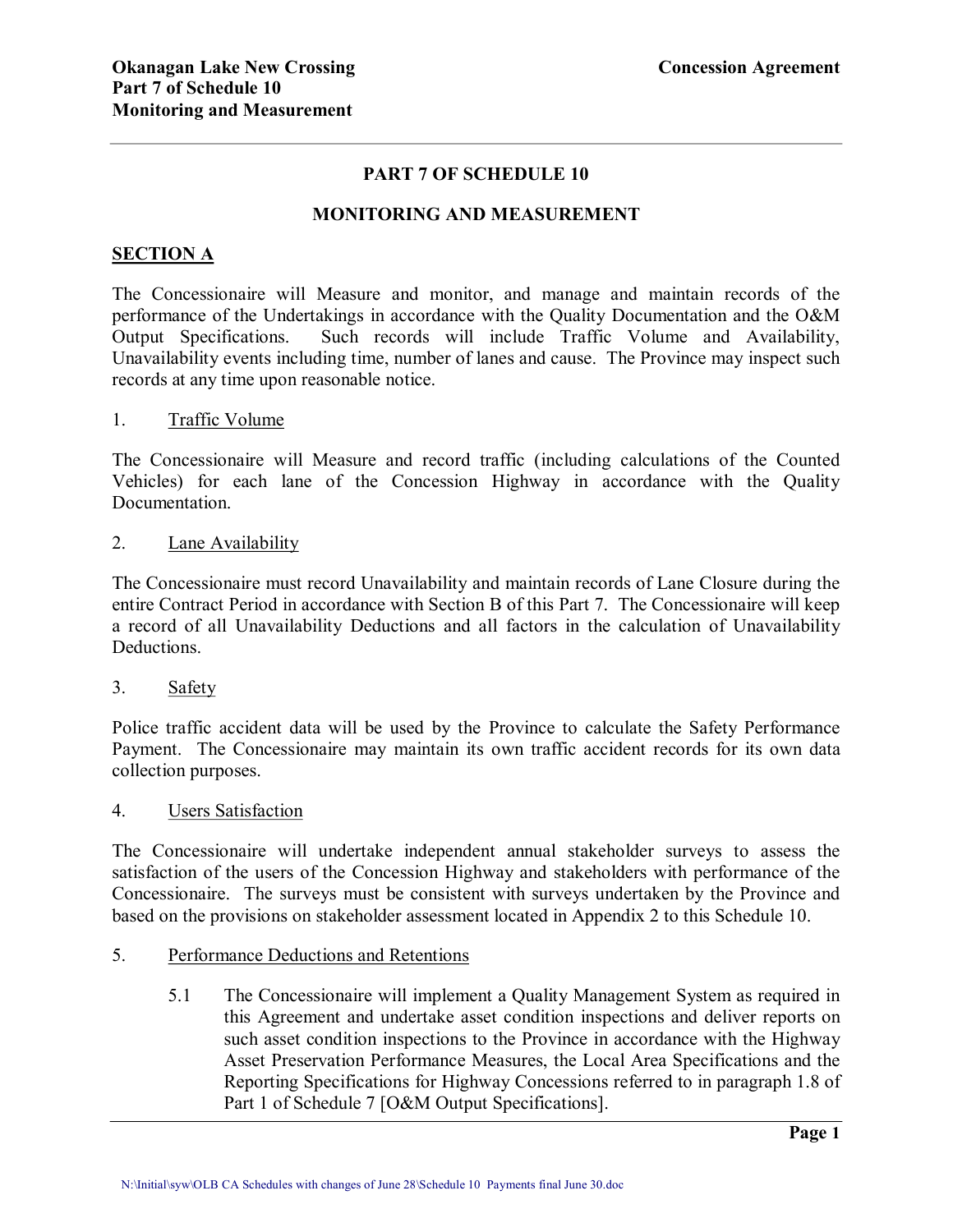# PART 7 OF SCHEDULE 10

## MONITORING AND MEASUREMENT

### SECTION A

The Concessionaire will Measure and monitor, and manage and maintain records of the performance of the Undertakings in accordance with the Quality Documentation and the O&M Output Specifications. Such records will include Traffic Volume and Availability, Unavailability events including time, number of lanes and cause. The Province may inspect such records at any time upon reasonable notice.

1. Traffic Volume

The Concessionaire will Measure and record traffic (including calculations of the Counted Vehicles) for each lane of the Concession Highway in accordance with the Quality Documentation.

2. Lane Availability

The Concessionaire must record Unavailability and maintain records of Lane Closure during the entire Contract Period in accordance with Section B of this Part 7. The Concessionaire will keep a record of all Unavailability Deductions and all factors in the calculation of Unavailability Deductions.

3. Safety

Police traffic accident data will be used by the Province to calculate the Safety Performance Payment. The Concessionaire may maintain its own traffic accident records for its own data collection purposes.

4. Users Satisfaction

The Concessionaire will undertake independent annual stakeholder surveys to assess the satisfaction of the users of the Concession Highway and stakeholders with performance of the Concessionaire. The surveys must be consistent with surveys undertaken by the Province and based on the provisions on stakeholder assessment located in Appendix 2 to this Schedule 10.

5. Performance Deductions and Retentions

   5.1 The Concessionaire will implement a Quality Management System as required in this Agreement and undertake asset condition inspections and deliver reports on such asset condition inspections to the Province in accordance with the Highway Asset Preservation Performance Measures, the Local Area Specifications and the Reporting Specifications for Highway Concessions referred to in paragraph 1.8 of Part 1 of Schedule 7 [O&M Output Specifications].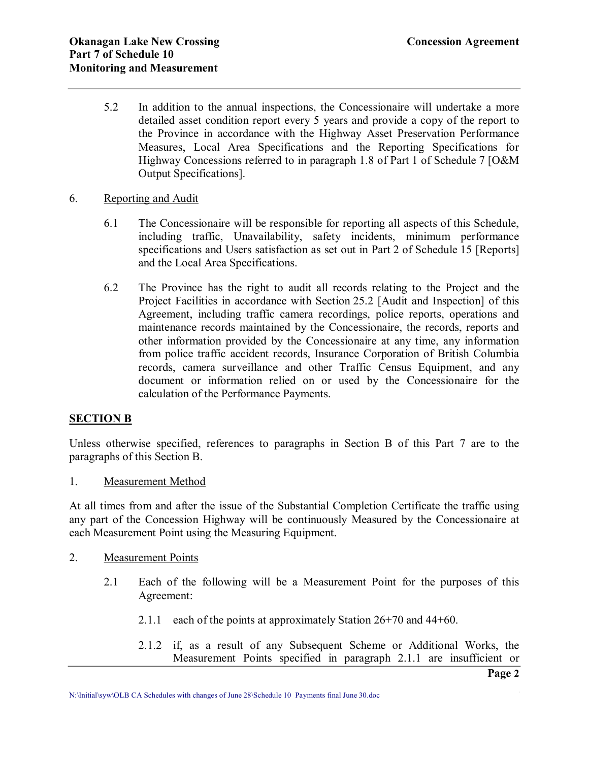5.2 In addition to the annual inspections, the Concessionaire will undertake a more detailed asset condition report every 5 years and provide a copy of the report to the Province in accordance with the Highway Asset Preservation Performance Measures, Local Area Specifications and the Reporting Specifications for Highway Concessions referred to in paragraph 1.8 of Part 1 of Schedule 7 [O&M Output Specifications].

6. Reporting and Audit

6.1 The Concessionaire will be responsible for reporting all aspects of this Schedule, including traffic, Unavailability, safety incidents, minimum performance specifications and Users satisfaction as set out in Part 2 of Schedule 15 [Reports] and the Local Area Specifications.

6.2 The Province has the right to audit all records relating to the Project and the Project Facilities in accordance with Section 25.2 [Audit and Inspection] of this Agreement, including traffic camera recordings, police reports, operations and maintenance records maintained by the Concessionaire, the records, reports and other information provided by the Concessionaire at any time, any information from police traffic accident records, Insurance Corporation of British Columbia records, camera surveillance and other Traffic Census Equipment, and any document or information relied on or used by the Concessionaire for the calculation of the Performance Payments.

## SECTION B

Unless otherwise specified, references to paragraphs in Section B of this Part 7 are to the paragraphs of this Section B.

1. Measurement Method

At all times from and after the issue of the Substantial Completion Certificate the traffic using any part of the Concession Highway will be continuously Measured by the Concessionaire at each Measurement Point using the Measuring Equipment.

2. Measurement Points

2.1 Each of the following will be a Measurement Point for the purposes of this Agreement:

2.1.1 each of the points at approximately Station 26+70 and 44+60.

2.1.2 if, as a result of any Subsequent Scheme or Additional Works, the Measurement Points specified in paragraph 2.1.1 are insufficient or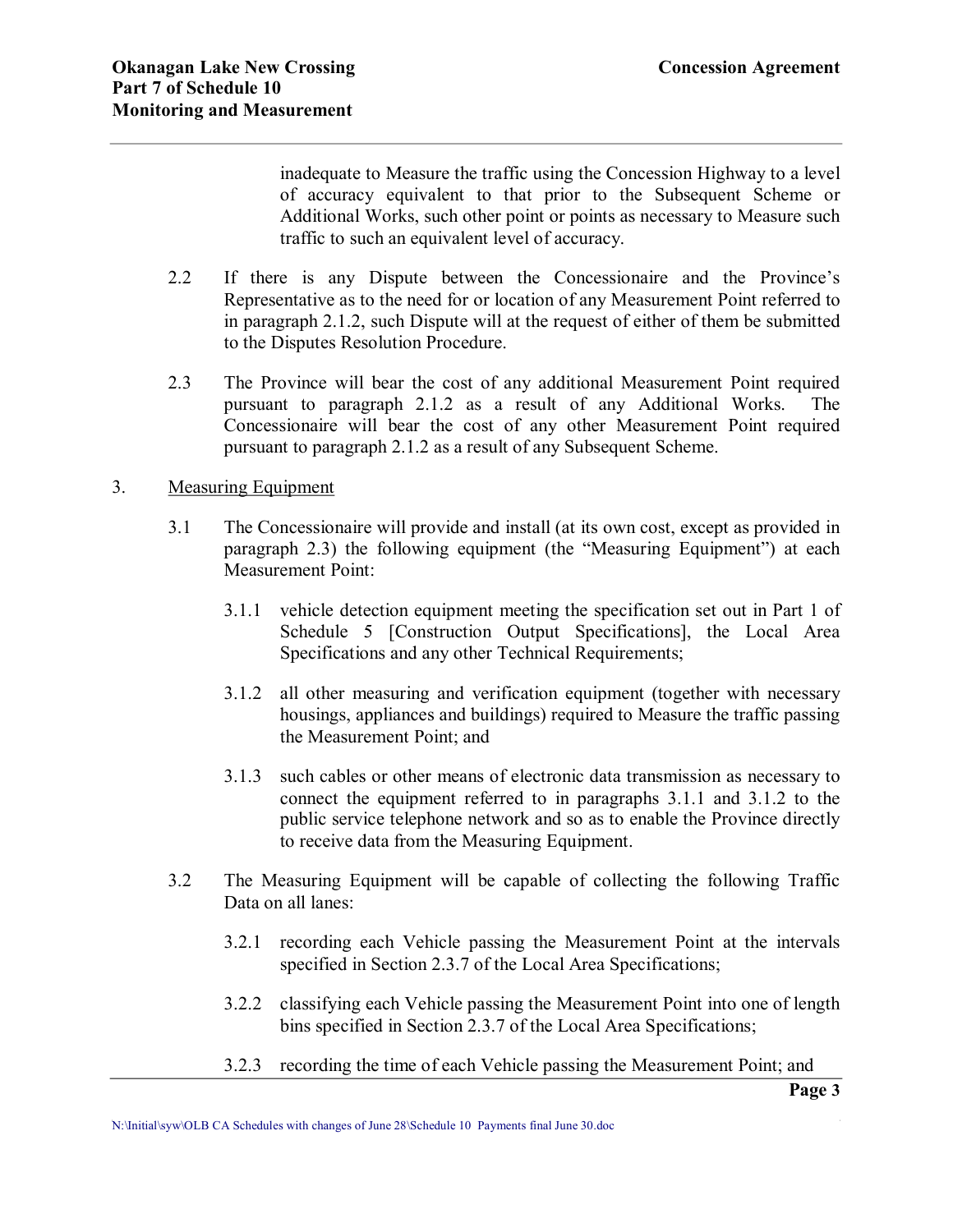inadequate to Measure the traffic using the Concession Highway to a level of accuracy equivalent to that prior to the Subsequent Scheme or Additional Works, such other point or points as necessary to Measure such traffic to such an equivalent level of accuracy.

2.2 If there is any Dispute between the Concessionaire and the Province's Representative as to the need for or location of any Measurement Point referred to in paragraph 2.1.2, such Dispute will at the request of either of them be submitted to the Disputes Resolution Procedure.

2.3 The Province will bear the cost of any additional Measurement Point required pursuant to paragraph 2.1.2 as a result of any Additional Works. The Concessionaire will bear the cost of any other Measurement Point required pursuant to paragraph 2.1.2 as a result of any Subsequent Scheme.

3. Measuring Equipment

3.1 The Concessionaire will provide and install (at its own cost, except as provided in paragraph 2.3) the following equipment (the "Measuring Equipment") at each Measurement Point:

3.1.1 vehicle detection equipment meeting the specification set out in Part 1 of Schedule 5 [Construction Output Specifications], the Local Area Specifications and any other Technical Requirements;

3.1.2 all other measuring and verification equipment (together with necessary housings, appliances and buildings) required to Measure the traffic passing the Measurement Point; and

3.1.3 such cables or other means of electronic data transmission as necessary to connect the equipment referred to in paragraphs 3.1.1 and 3.1.2 to the public service telephone network and so as to enable the Province directly to receive data from the Measuring Equipment.

3.2 The Measuring Equipment will be capable of collecting the following Traffic Data on all lanes:

3.2.1 recording each Vehicle passing the Measurement Point at the intervals specified in Section 2.3.7 of the Local Area Specifications;

3.2.2 classifying each Vehicle passing the Measurement Point into one of length bins specified in Section 2.3.7 of the Local Area Specifications;

3.2.3 recording the time of each Vehicle passing the Measurement Point; and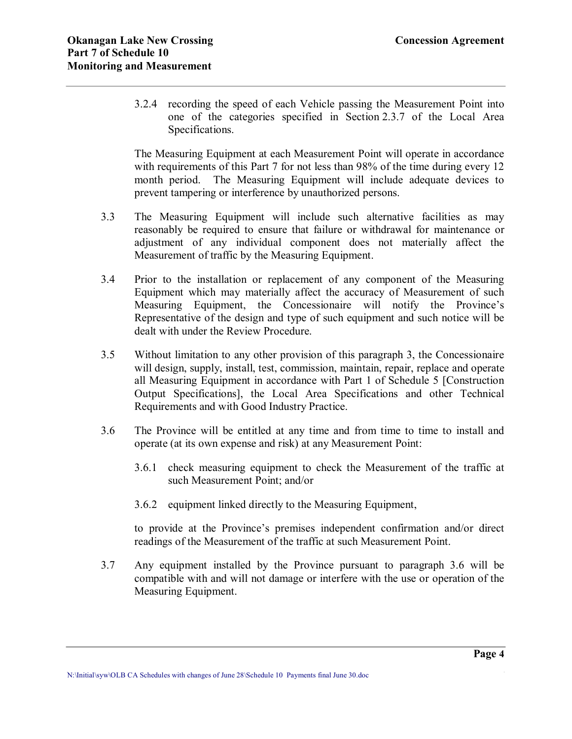3.2.4 recording the speed of each Vehicle passing the Measurement Point into one of the categories specified in Section 2.3.7 of the Local Area Specifications.

The Measuring Equipment at each Measurement Point will operate in accordance with requirements of this Part 7 for not less than 98% of the time during every 12 month period. The Measuring Equipment will include adequate devices to prevent tampering or interference by unauthorized persons.

3.3 The Measuring Equipment will include such alternative facilities as may reasonably be required to ensure that failure or withdrawal for maintenance or adjustment of any individual component does not materially affect the Measurement of traffic by the Measuring Equipment.

3.4 Prior to the installation or replacement of any component of the Measuring Equipment which may materially affect the accuracy of Measurement of such Measuring Equipment, the Concessionaire will notify the Province's Representative of the design and type of such equipment and such notice will be dealt with under the Review Procedure.

3.5 Without limitation to any other provision of this paragraph 3, the Concessionaire will design, supply, install, test, commission, maintain, repair, replace and operate all Measuring Equipment in accordance with Part 1 of Schedule 5 [Construction Output Specifications], the Local Area Specifications and other Technical Requirements and with Good Industry Practice.

3.6 The Province will be entitled at any time and from time to time to install and operate (at its own expense and risk) at any Measurement Point:

3.6.1 check measuring equipment to check the Measurement of the traffic at such Measurement Point; and/or

3.6.2 equipment linked directly to the Measuring Equipment,

to provide at the Province's premises independent confirmation and/or direct readings of the Measurement of the traffic at such Measurement Point.

3.7 Any equipment installed by the Province pursuant to paragraph 3.6 will be compatible with and will not damage or interfere with the use or operation of the Measuring Equipment.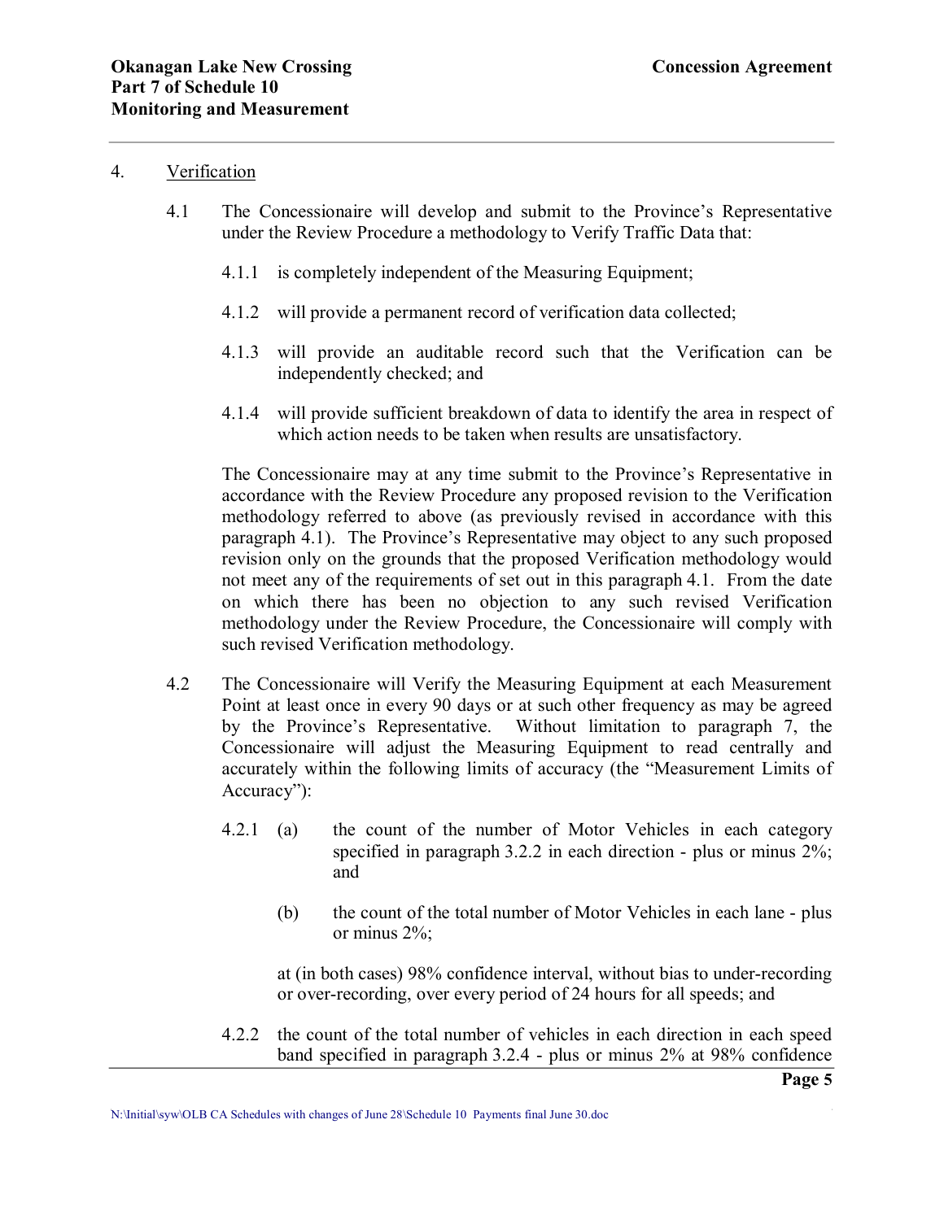## 4. Verification

4.1 The Concessionaire will develop and submit to the Province's Representative under the Review Procedure a methodology to Verify Traffic Data that:

4.1.1 is completely independent of the Measuring Equipment;

4.1.2 will provide a permanent record of verification data collected;

4.1.3 will provide an auditable record such that the Verification can be independently checked; and

4.1.4 will provide sufficient breakdown of data to identify the area in respect of which action needs to be taken when results are unsatisfactory.

The Concessionaire may at any time submit to the Province's Representative in accordance with the Review Procedure any proposed revision to the Verification methodology referred to above (as previously revised in accordance with this paragraph 4.1). The Province's Representative may object to any such proposed revision only on the grounds that the proposed Verification methodology would not meet any of the requirements of set out in this paragraph 4.1. From the date on which there has been no objection to any such revised Verification methodology under the Review Procedure, the Concessionaire will comply with such revised Verification methodology.

4.2 The Concessionaire will Verify the Measuring Equipment at each Measurement Point at least once in every 90 days or at such other frequency as may be agreed by the Province's Representative. Without limitation to paragraph 7, the Concessionaire will adjust the Measuring Equipment to read centrally and accurately within the following limits of accuracy (the "Measurement Limits of Accuracy"):

4.2.1 (a) the count of the number of Motor Vehicles in each category specified in paragraph 3.2.2 in each direction - plus or minus 2%; and

(b) the count of the total number of Motor Vehicles in each lane - plus or minus 2%;

at (in both cases) 98% confidence interval, without bias to under-recording or over-recording, over every period of 24 hours for all speeds; and

4.2.2 the count of the total number of vehicles in each direction in each speed band specified in paragraph 3.2.4 - plus or minus 2% at 98% confidence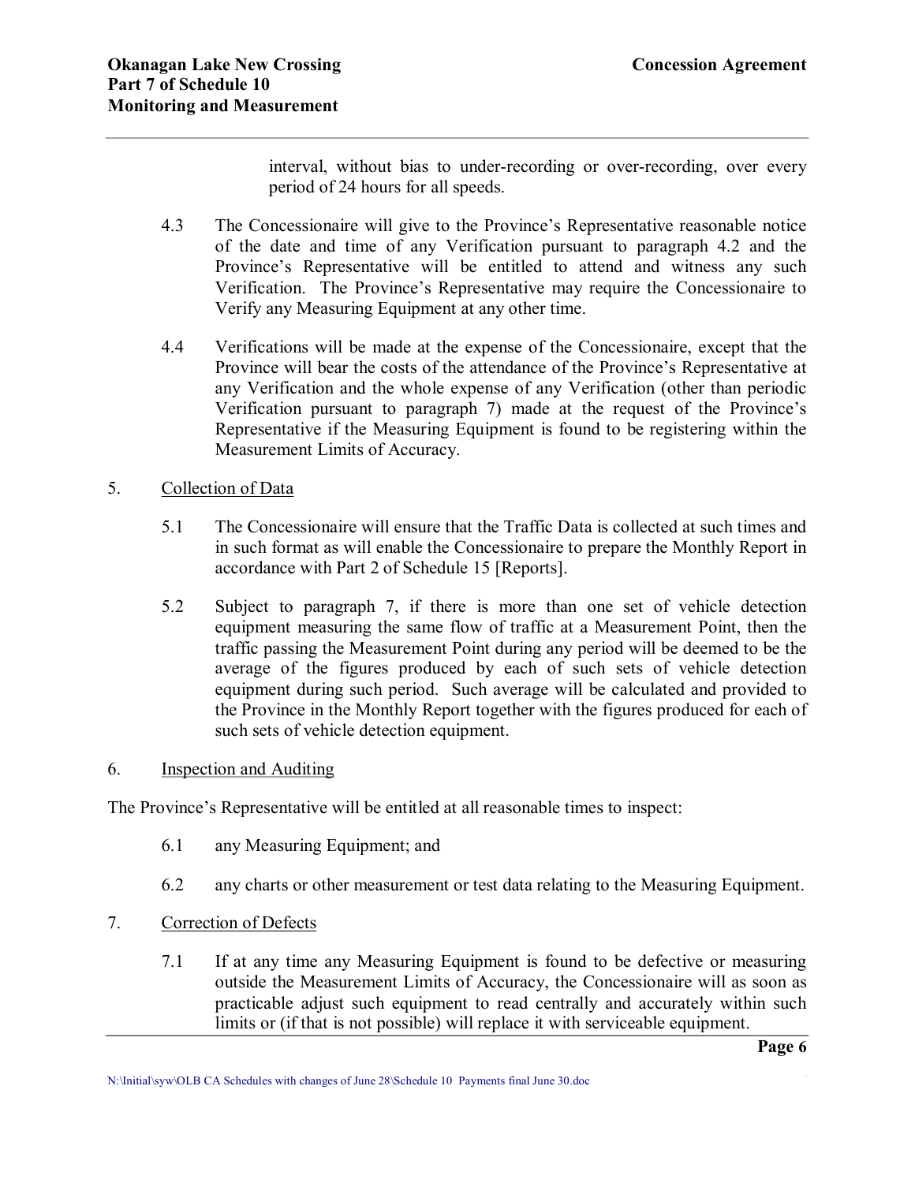interval, without bias to under-recording or over-recording, over every period of 24 hours for all speeds.

4.3 The Concessionaire will give to the Province's Representative reasonable notice of the date and time of any Verification pursuant to paragraph 4.2 and the Province's Representative will be entitled to attend and witness any such Verification. The Province's Representative may require the Concessionaire to Verify any Measuring Equipment at any other time.

4.4 Verifications will be made at the expense of the Concessionaire, except that the Province will bear the costs of the attendance of the Province's Representative at any Verification and the whole expense of any Verification (other than periodic Verification pursuant to paragraph 7) made at the request of the Province's Representative if the Measuring Equipment is found to be registering within the Measurement Limits of Accuracy.

5. Collection of Data

5.1 The Concessionaire will ensure that the Traffic Data is collected at such times and in such format as will enable the Concessionaire to prepare the Monthly Report in accordance with Part 2 of Schedule 15 [Reports].

5.2 Subject to paragraph 7, if there is more than one set of vehicle detection equipment measuring the same flow of traffic at a Measurement Point, then the traffic passing the Measurement Point during any period will be deemed to be the average of the figures produced by each of such sets of vehicle detection equipment during such period. Such average will be calculated and provided to the Province in the Monthly Report together with the figures produced for each of such sets of vehicle detection equipment.

6. Inspection and Auditing

The Province's Representative will be entitled at all reasonable times to inspect:

6.1 any Measuring Equipment; and

6.2 any charts or other measurement or test data relating to the Measuring Equipment.

7. Correction of Defects

7.1 If at any time any Measuring Equipment is found to be defective or measuring outside the Measurement Limits of Accuracy, the Concessionaire will as soon as practicable adjust such equipment to read centrally and accurately within such limits or (if that is not possible) will replace it with serviceable equipment.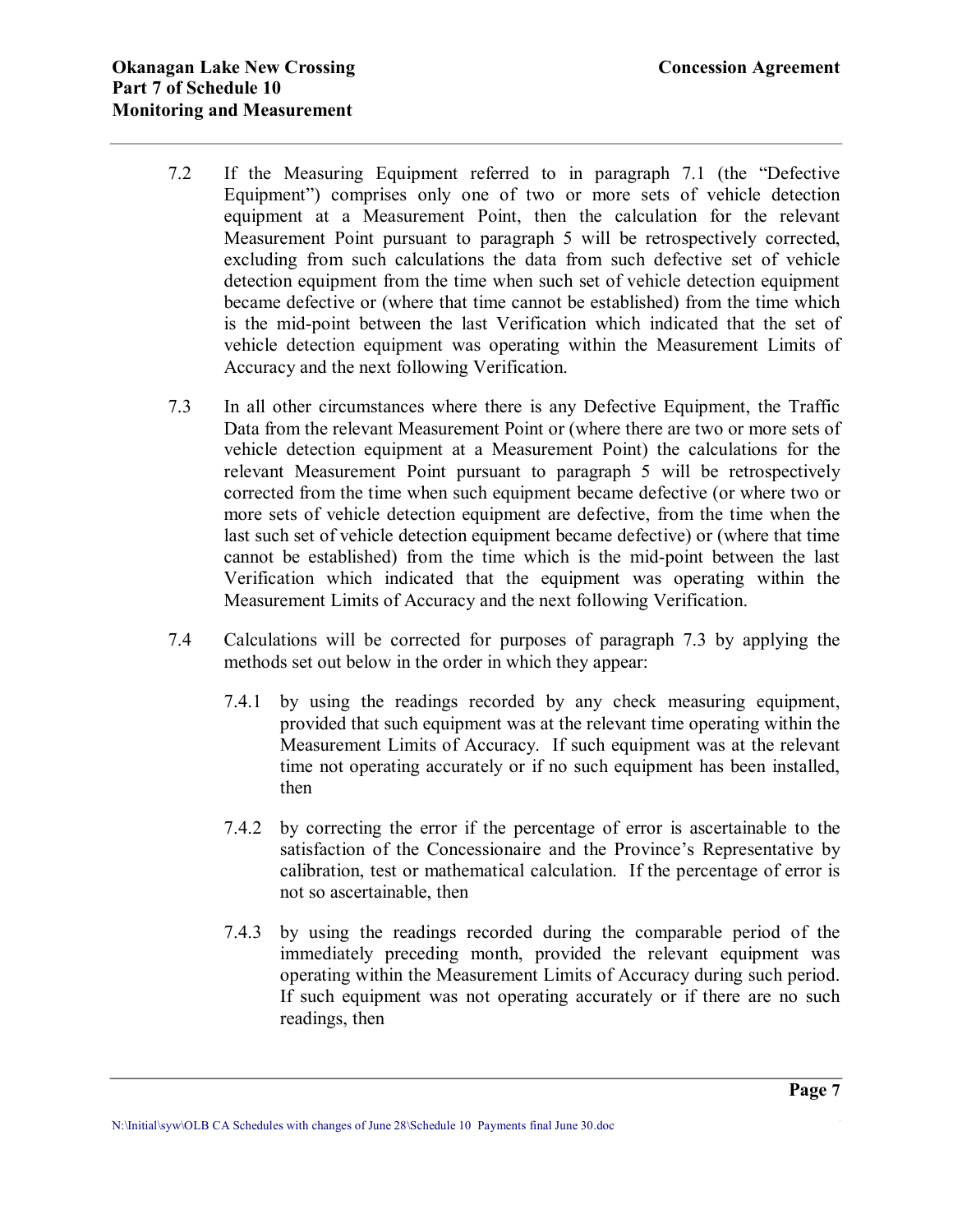7.2 If the Measuring Equipment referred to in paragraph 7.1 (the "Defective Equipment") comprises only one of two or more sets of vehicle detection equipment at a Measurement Point, then the calculation for the relevant Measurement Point pursuant to paragraph 5 will be retrospectively corrected, excluding from such calculations the data from such defective set of vehicle detection equipment from the time when such set of vehicle detection equipment became defective or (where that time cannot be established) from the time which is the mid-point between the last Verification which indicated that the set of vehicle detection equipment was operating within the Measurement Limits of Accuracy and the next following Verification.

7.3 In all other circumstances where there is any Defective Equipment, the Traffic Data from the relevant Measurement Point or (where there are two or more sets of vehicle detection equipment at a Measurement Point) the calculations for the relevant Measurement Point pursuant to paragraph 5 will be retrospectively corrected from the time when such equipment became defective (or where two or more sets of vehicle detection equipment are defective, from the time when the last such set of vehicle detection equipment became defective) or (where that time cannot be established) from the time which is the mid-point between the last Verification which indicated that the equipment was operating within the Measurement Limits of Accuracy and the next following Verification.

7.4 Calculations will be corrected for purposes of paragraph 7.3 by applying the methods set out below in the order in which they appear:

7.4.1 by using the readings recorded by any check measuring equipment, provided that such equipment was at the relevant time operating within the Measurement Limits of Accuracy. If such equipment was at the relevant time not operating accurately or if no such equipment has been installed, then

7.4.2 by correcting the error if the percentage of error is ascertainable to the satisfaction of the Concessionaire and the Province's Representative by calibration, test or mathematical calculation. If the percentage of error is not so ascertainable, then

7.4.3 by using the readings recorded during the comparable period of the immediately preceding month, provided the relevant equipment was operating within the Measurement Limits of Accuracy during such period. If such equipment was not operating accurately or if there are no such readings, then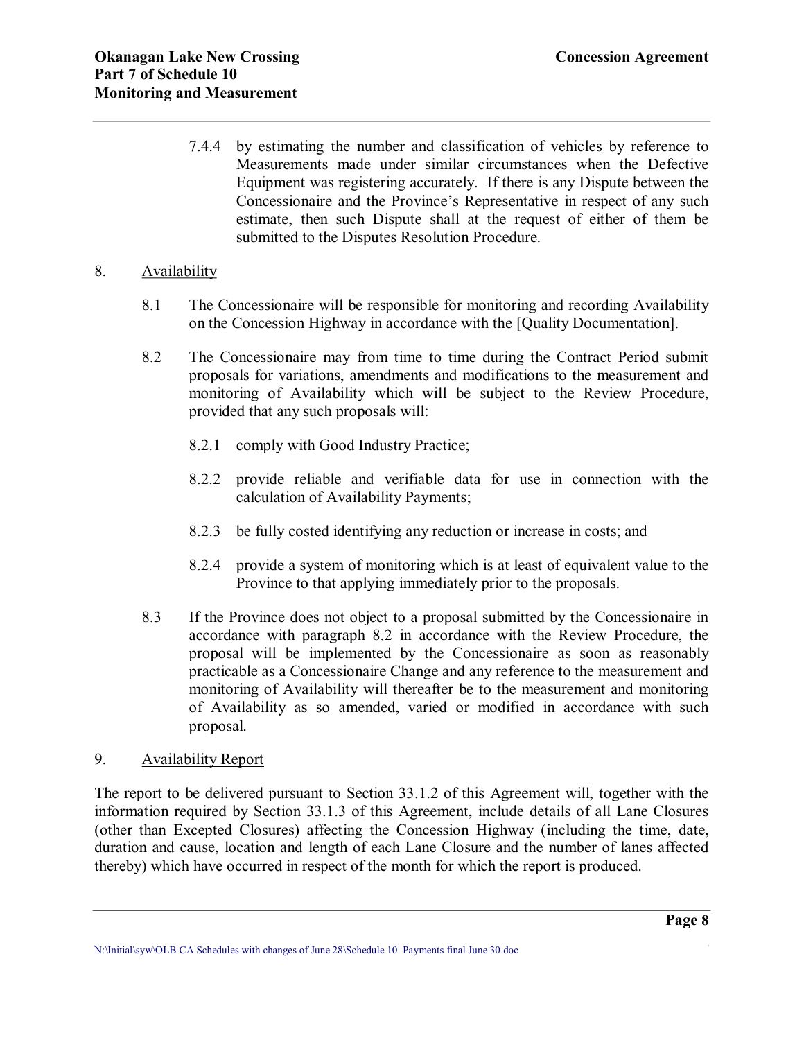7.4.4 by estimating the number and classification of vehicles by reference to Measurements made under similar circumstances when the Defective Equipment was registering accurately. If there is any Dispute between the Concessionaire and the Province's Representative in respect of any such estimate, then such Dispute shall at the request of either of them be submitted to the Disputes Resolution Procedure.

8. Availability

8.1 The Concessionaire will be responsible for monitoring and recording Availability on the Concession Highway in accordance with the [Quality Documentation].

8.2 The Concessionaire may from time to time during the Contract Period submit proposals for variations, amendments and modifications to the measurement and monitoring of Availability which will be subject to the Review Procedure, provided that any such proposals will:

8.2.1 comply with Good Industry Practice;

8.2.2 provide reliable and verifiable data for use in connection with the calculation of Availability Payments;

8.2.3 be fully costed identifying any reduction or increase in costs; and

8.2.4 provide a system of monitoring which is at least of equivalent value to the Province to that applying immediately prior to the proposals.

8.3 If the Province does not object to a proposal submitted by the Concessionaire in accordance with paragraph 8.2 in accordance with the Review Procedure, the proposal will be implemented by the Concessionaire as soon as reasonably practicable as a Concessionaire Change and any reference to the measurement and monitoring of Availability will thereafter be to the measurement and monitoring of Availability as so amended, varied or modified in accordance with such proposal.

9. Availability Report

The report to be delivered pursuant to Section 33.1.2 of this Agreement will, together with the information required by Section 33.1.3 of this Agreement, include details of all Lane Closures (other than Excepted Closures) affecting the Concession Highway (including the time, date, duration and cause, location and length of each Lane Closure and the number of lanes affected thereby) which have occurred in respect of the month for which the report is produced.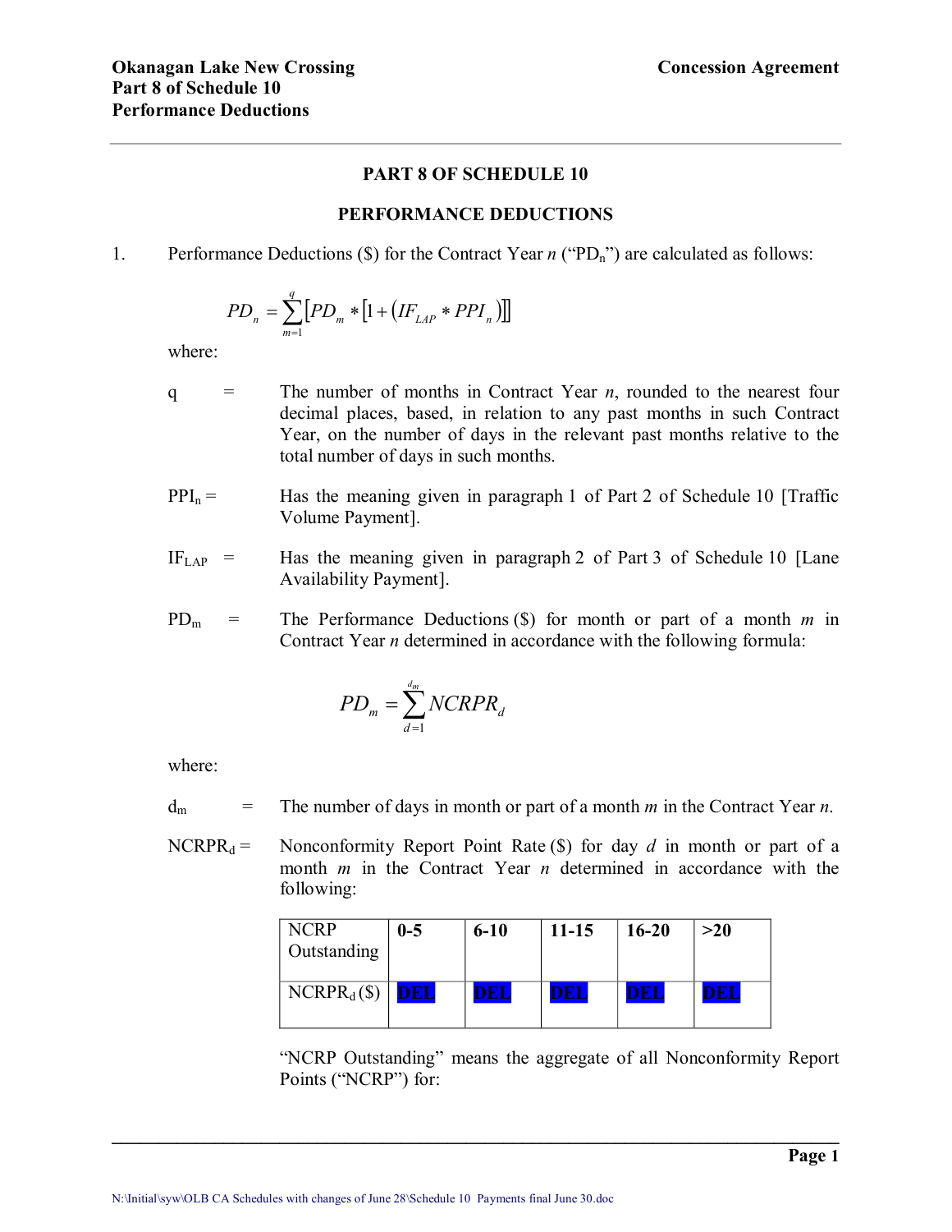## PART 8 OF SCHEDULE 10

## PERFORMANCE DEDUCTIONS

1. Performance Deductions ($) for the Contract Year $n$ ("$PD_n$") are calculated as follows:

$$PD_n = \sum_{m=1}^{q} \left[ PD_m * \left[ 1 + \left( IF_{LAP} * PPI_n \right) \right] \right]$$

where:

q = The number of months in Contract Year $n$, rounded to the nearest four decimal places, based, in relation to any past months in such Contract Year, on the number of days in the relevant past months relative to the total number of days in such months.

$PPI_n$ = Has the meaning given in paragraph 1 of Part 2 of Schedule 10 [Traffic Volume Payment].

$IF_{LAP}$ = Has the meaning given in paragraph 2 of Part 3 of Schedule 10 [Lane Availability Payment].

$PD_m$ = The Performance Deductions ($) for month or part of a month $m$ in Contract Year $n$ determined in accordance with the following formula:

$$PD_m = \sum_{d=1}^{d_m} NCRPR_d$$

where:

$d_m$ = The number of days in month or part of a month $m$ in the Contract Year $n$.

$NCRPR_d$ = Nonconformity Report Point Rate ($) for day $d$ in month or part of a month $m$ in the Contract Year $n$ determined in accordance with the following:

| NCRP Outstanding | 0-5 | 6-10 | 11-15 | 16-20 | >20 |
|---|---|---|---|---|---|
| $NCRPR_d$ ($) | DEL | DEL | DEL | DEL | DEL |

"NCRP Outstanding" means the aggregate of all Nonconformity Report Points ("NCRP") for: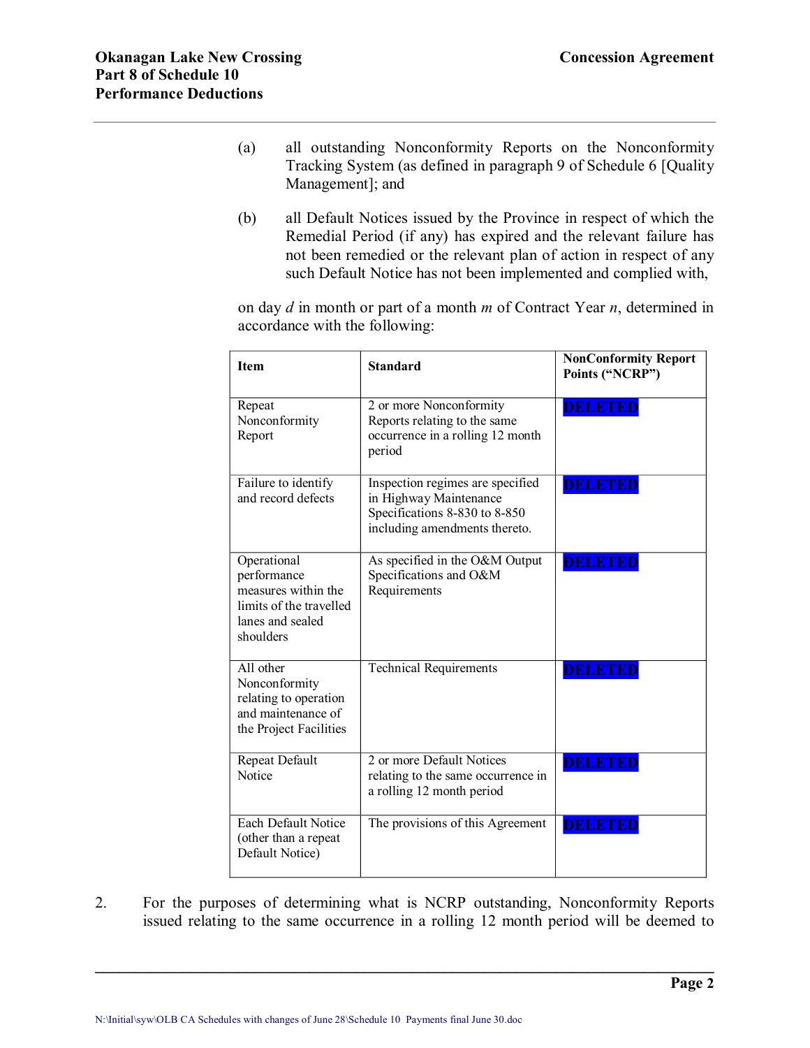(a) all outstanding Nonconformity Reports on the Nonconformity Tracking System (as defined in paragraph 9 of Schedule 6 [Quality Management]; and

(b) all Default Notices issued by the Province in respect of which the Remedial Period (if any) has expired and the relevant failure has not been remedied or the relevant plan of action in respect of any such Default Notice has not been implemented and complied with,

on day *d* in month or part of a month *m* of Contract Year *n*, determined in accordance with the following:

| Item | Standard | NonConformity Report Points ("NCRP") |
|---|---|---|
| Repeat Nonconformity Report | 2 or more Nonconformity Reports relating to the same occurrence in a rolling 12 month period | DELETED |
| Failure to identify and record defects | Inspection regimes are specified in Highway Maintenance Specifications 8-830 to 8-850 including amendments thereto. | DELETED |
| Operational performance measures within the limits of the travelled lanes and sealed shoulders | As specified in the O&M Output Specifications and O&M Requirements | DELETED |
| All other Nonconformity relating to operation and maintenance of the Project Facilities | Technical Requirements | DELETED |
| Repeat Default Notice | 2 or more Default Notices relating to the same occurrence in a rolling 12 month period | DELETED |
| Each Default Notice (other than a repeat Default Notice) | The provisions of this Agreement | DELETED |

2. For the purposes of determining what is NCRP outstanding, Nonconformity Reports issued relating to the same occurrence in a rolling 12 month period will be deemed to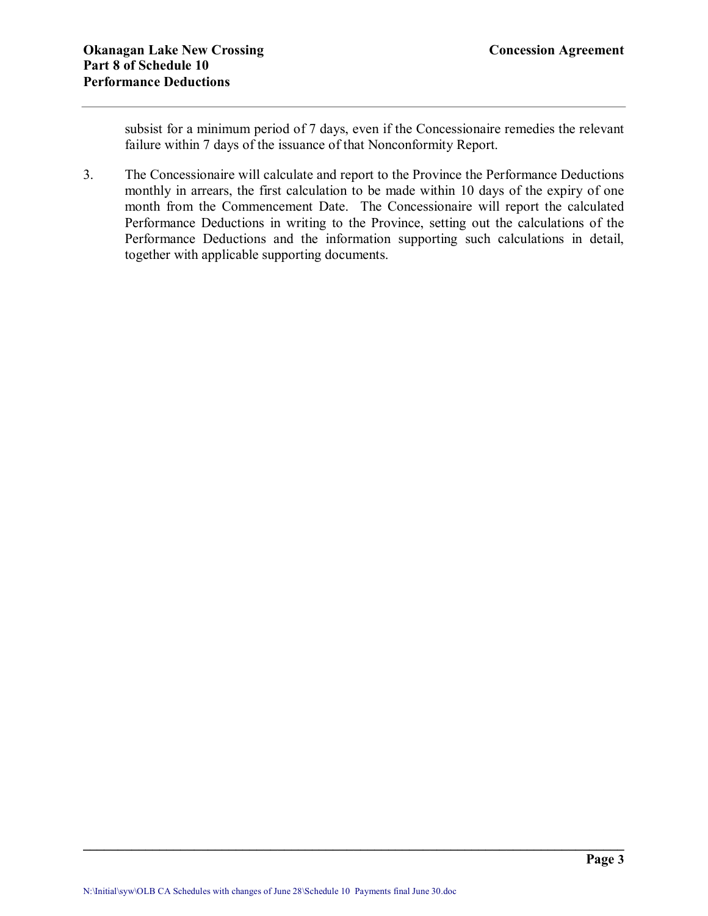subsist for a minimum period of 7 days, even if the Concessionaire remedies the relevant failure within 7 days of the issuance of that Nonconformity Report.

3. The Concessionaire will calculate and report to the Province the Performance Deductions monthly in arrears, the first calculation to be made within 10 days of the expiry of one month from the Commencement Date. The Concessionaire will report the calculated Performance Deductions in writing to the Province, setting out the calculations of the Performance Deductions and the information supporting such calculations in detail, together with applicable supporting documents.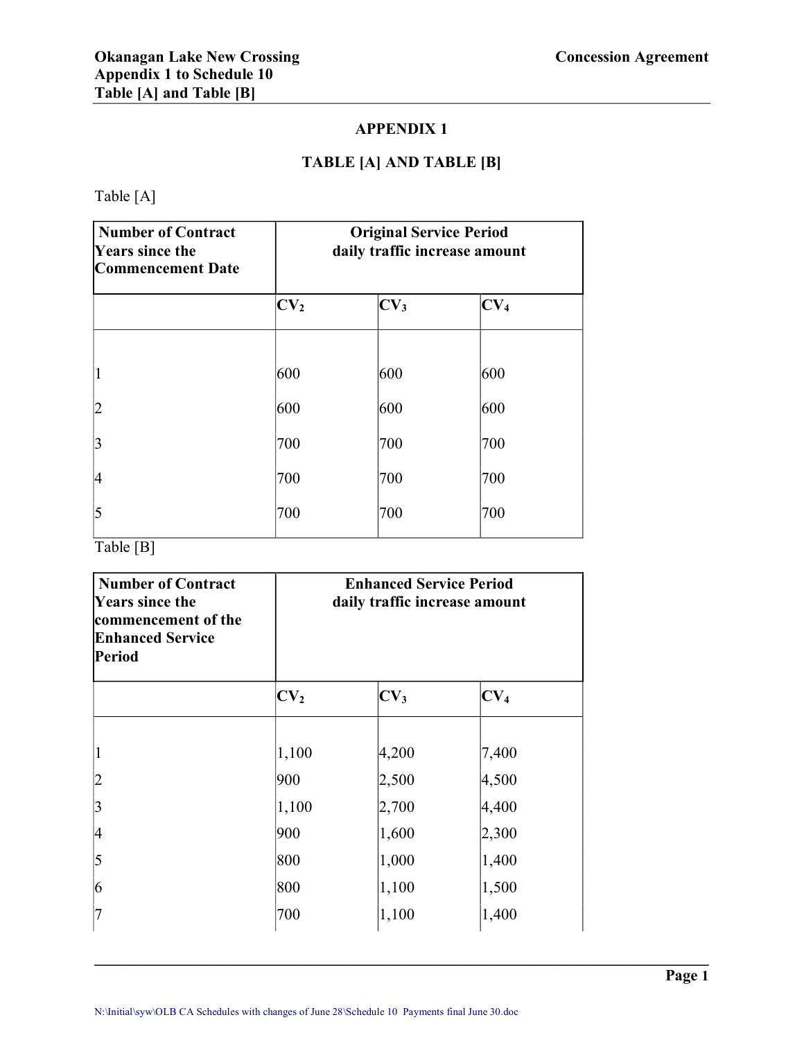# APPENDIX 1

## TABLE [A] AND TABLE [B]

Table [A]

| Number of Contract Years since the Commencement Date | Original Service Period daily traffic increase amount | | |
|---|---|---|---|
| | $CV_2$ | $CV_3$ | $CV_4$ |
| 1 | 600 | 600 | 600 |
| 2 | 600 | 600 | 600 |
| 3 | 700 | 700 | 700 |
| 4 | 700 | 700 | 700 |
| 5 | 700 | 700 | 700 |

Table [B]

| Number of Contract Years since the commencement of the Enhanced Service Period | Enhanced Service Period daily traffic increase amount | | |
|---|---|---|---|
| | $CV_2$ | $CV_3$ | $CV_4$ |
| 1 | 1,100 | 4,200 | 7,400 |
| 2 | 900 | 2,500 | 4,500 |
| 3 | 1,100 | 2,700 | 4,400 |
| 4 | 900 | 1,600 | 2,300 |
| 5 | 800 | 1,000 | 1,400 |
| 6 | 800 | 1,100 | 1,500 |
| 7 | 700 | 1,100 | 1,400 |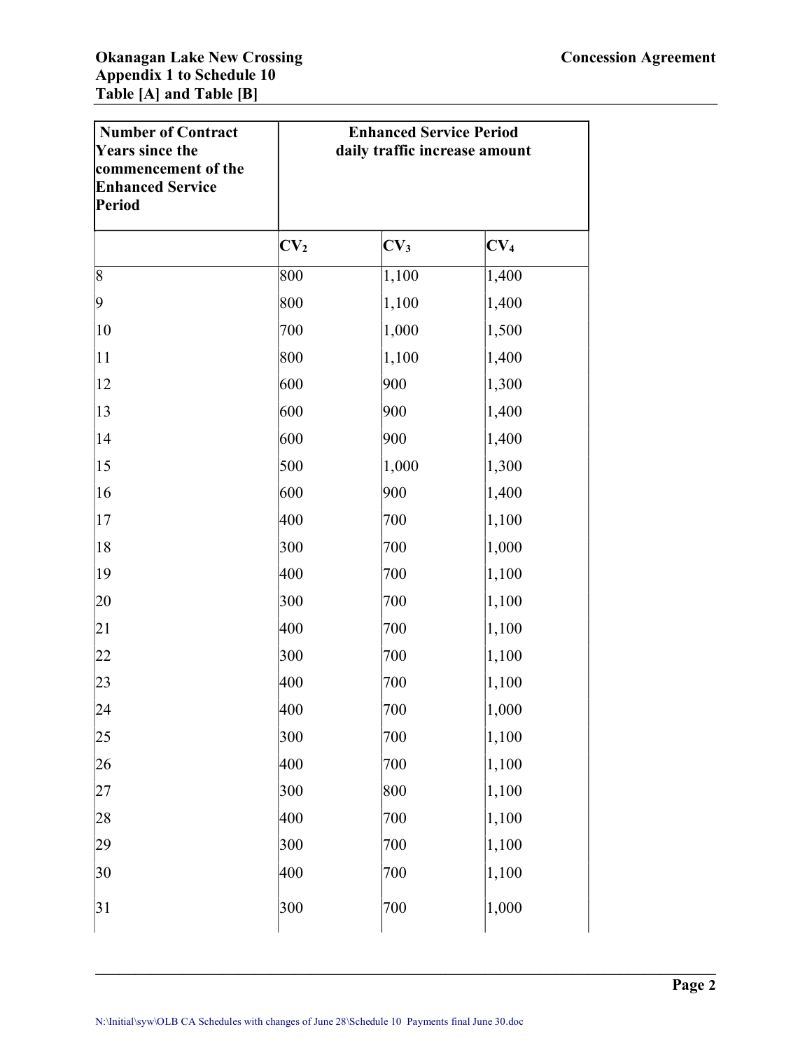| Number of Contract Years since the commencement of the Enhanced Service Period | Enhanced Service Period daily traffic increase amount | | |
|---|---|---|---|
| | $CV_2$ | $CV_3$ | $CV_4$ |
| 8 | 800 | 1,100 | 1,400 |
| 9 | 800 | 1,100 | 1,400 |
| 10 | 700 | 1,000 | 1,500 |
| 11 | 800 | 1,100 | 1,400 |
| 12 | 600 | 900 | 1,300 |
| 13 | 600 | 900 | 1,400 |
| 14 | 600 | 900 | 1,400 |
| 15 | 500 | 1,000 | 1,300 |
| 16 | 600 | 900 | 1,400 |
| 17 | 400 | 700 | 1,100 |
| 18 | 300 | 700 | 1,000 |
| 19 | 400 | 700 | 1,100 |
| 20 | 300 | 700 | 1,100 |
| 21 | 400 | 700 | 1,100 |
| 22 | 300 | 700 | 1,100 |
| 23 | 400 | 700 | 1,100 |
| 24 | 400 | 700 | 1,000 |
| 25 | 300 | 700 | 1,100 |
| 26 | 400 | 700 | 1,100 |
| 27 | 300 | 800 | 1,100 |
| 28 | 400 | 700 | 1,100 |
| 29 | 300 | 700 | 1,100 |
| 30 | 400 | 700 | 1,100 |
| 31 | 300 | 700 | 1,000 |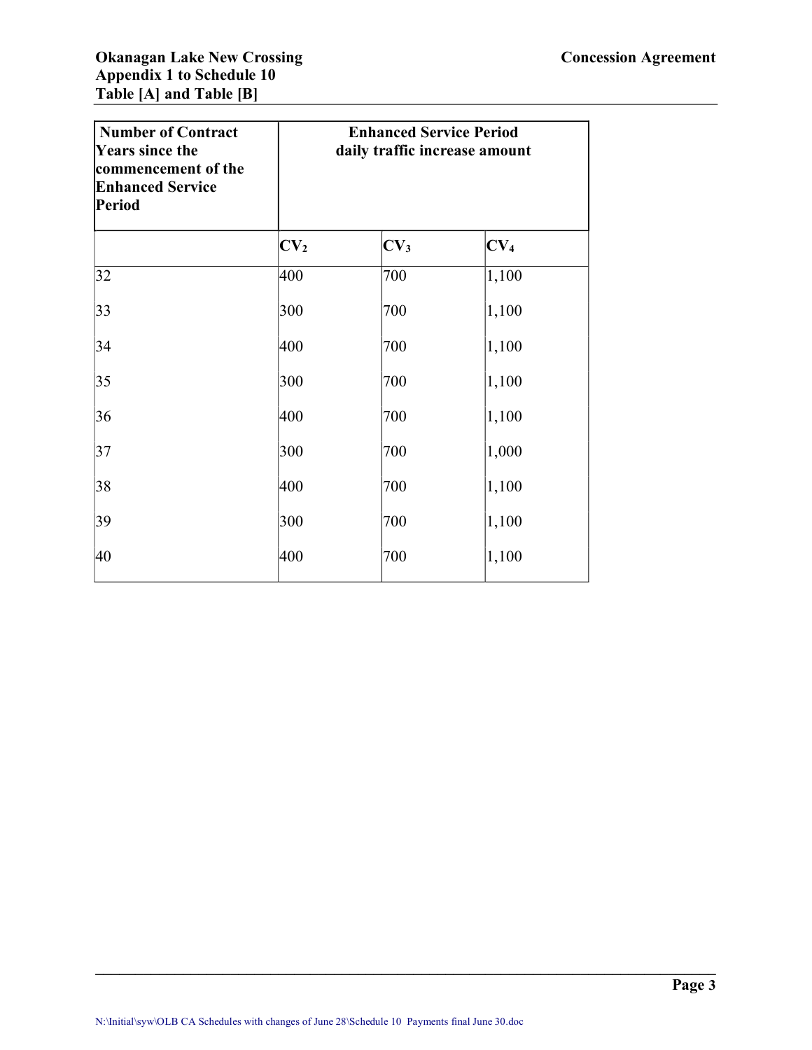| Number of Contract Years since the commencement of the Enhanced Service Period | Enhanced Service Period daily traffic increase amount | | |
|---|---|---|---|
| | $CV_2$ | $CV_3$ | $CV_4$ |
| 32 | 400 | 700 | 1,100 |
| 33 | 300 | 700 | 1,100 |
| 34 | 400 | 700 | 1,100 |
| 35 | 300 | 700 | 1,100 |
| 36 | 400 | 700 | 1,100 |
| 37 | 300 | 700 | 1,000 |
| 38 | 400 | 700 | 1,100 |
| 39 | 300 | 700 | 1,100 |
| 40 | 400 | 700 | 1,100 |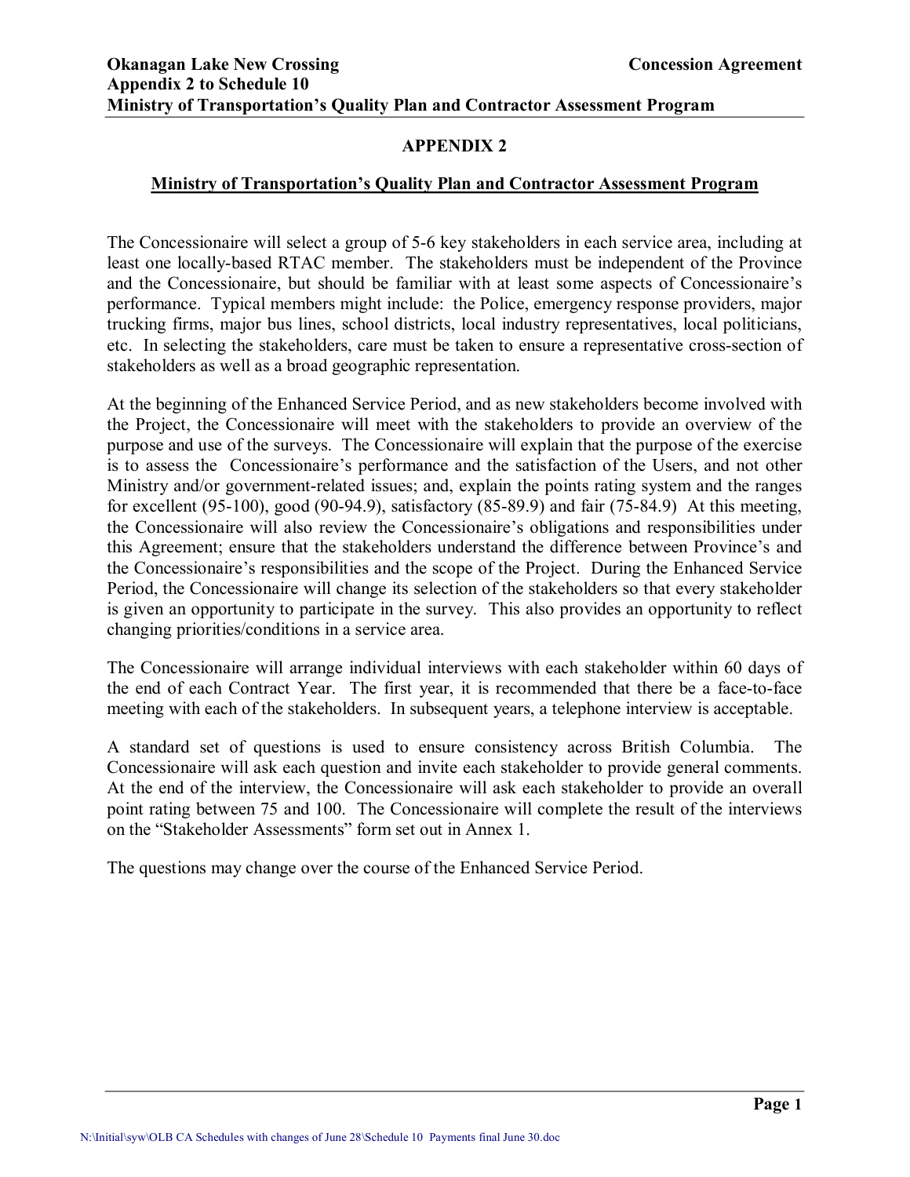# APPENDIX 2

## Ministry of Transportation's Quality Plan and Contractor Assessment Program

The Concessionaire will select a group of 5-6 key stakeholders in each service area, including at least one locally-based RTAC member. The stakeholders must be independent of the Province and the Concessionaire, but should be familiar with at least some aspects of Concessionaire's performance. Typical members might include: the Police, emergency response providers, major trucking firms, major bus lines, school districts, local industry representatives, local politicians, etc. In selecting the stakeholders, care must be taken to ensure a representative cross-section of stakeholders as well as a broad geographic representation.

At the beginning of the Enhanced Service Period, and as new stakeholders become involved with the Project, the Concessionaire will meet with the stakeholders to provide an overview of the purpose and use of the surveys. The Concessionaire will explain that the purpose of the exercise is to assess the Concessionaire's performance and the satisfaction of the Users, and not other Ministry and/or government-related issues; and, explain the points rating system and the ranges for excellent (95-100), good (90-94.9), satisfactory (85-89.9) and fair (75-84.9) At this meeting, the Concessionaire will also review the Concessionaire's obligations and responsibilities under this Agreement; ensure that the stakeholders understand the difference between Province's and the Concessionaire's responsibilities and the scope of the Project. During the Enhanced Service Period, the Concessionaire will change its selection of the stakeholders so that every stakeholder is given an opportunity to participate in the survey. This also provides an opportunity to reflect changing priorities/conditions in a service area.

The Concessionaire will arrange individual interviews with each stakeholder within 60 days of the end of each Contract Year. The first year, it is recommended that there be a face-to-face meeting with each of the stakeholders. In subsequent years, a telephone interview is acceptable.

A standard set of questions is used to ensure consistency across British Columbia. The Concessionaire will ask each question and invite each stakeholder to provide general comments. At the end of the interview, the Concessionaire will ask each stakeholder to provide an overall point rating between 75 and 100. The Concessionaire will complete the result of the interviews on the "Stakeholder Assessments" form set out in Annex 1.

The questions may change over the course of the Enhanced Service Period.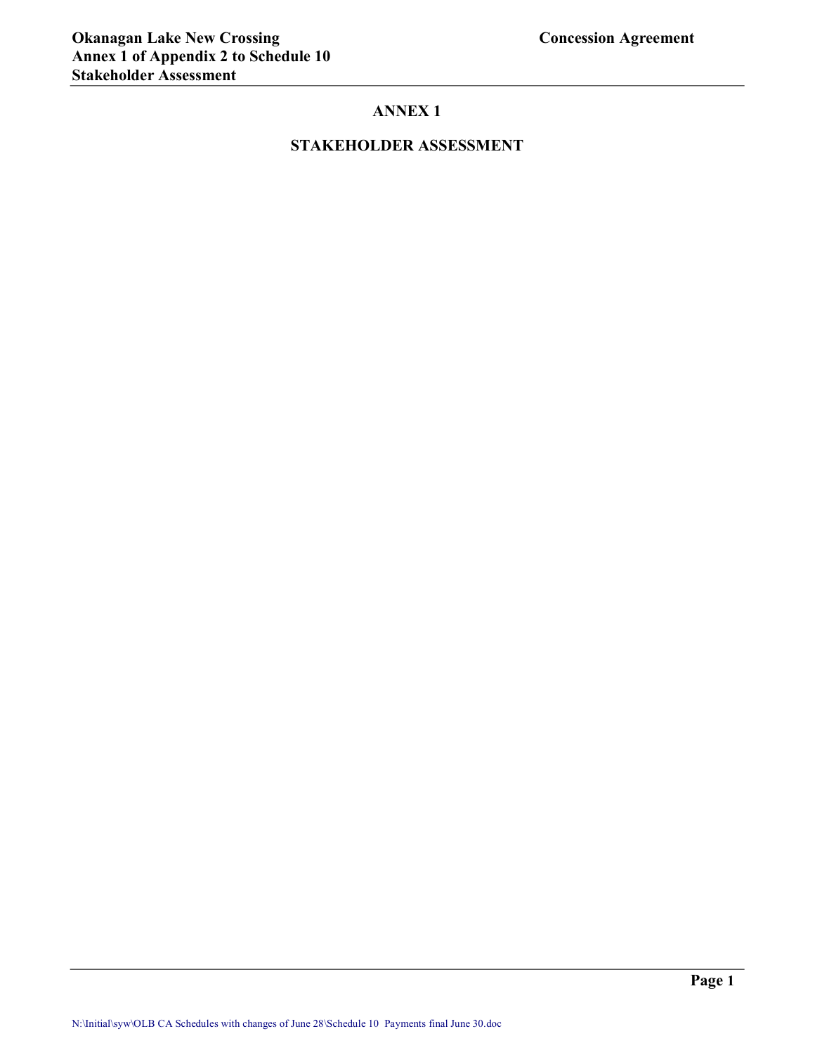# ANNEX 1

## STAKEHOLDER ASSESSMENT